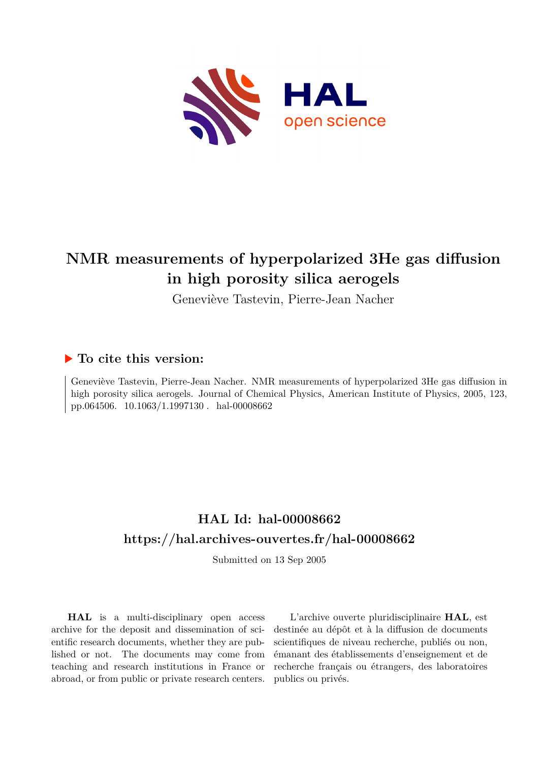# NMR measurements of hyperpolarized 3He gas diffusion in high porosity silica aerogels

Geneviève Tastevin, Pierre-Jean Nacher

## ▶ To cite this version:

Geneviève Tastevin, Pierre-Jean Nacher. NMR measurements of hyperpolarized 3He gas diffusion in high porosity silica aerogels. Journal of Chemical Physics, American Institute of Physics, 2005, 123, pp.064506. 10.1063/1.1997130 . hal-00008662

## HAL Id: hal-00008662

## https://hal.archives-ouvertes.fr/hal-00008662

Submitted on 13 Sep 2005

**HAL** is a multi-disciplinary open access archive for the deposit and dissemination of scientific research documents, whether they are published or not. The documents may come from teaching and research institutions in France or abroad, or from public or private research centers.

L'archive ouverte pluridisciplinaire **HAL**, est destinée au dépôt et à la diffusion de documents scientifiques de niveau recherche, publiés ou non, émanant des établissements d'enseignement et de recherche français ou étrangers, des laboratoires publics ou privés.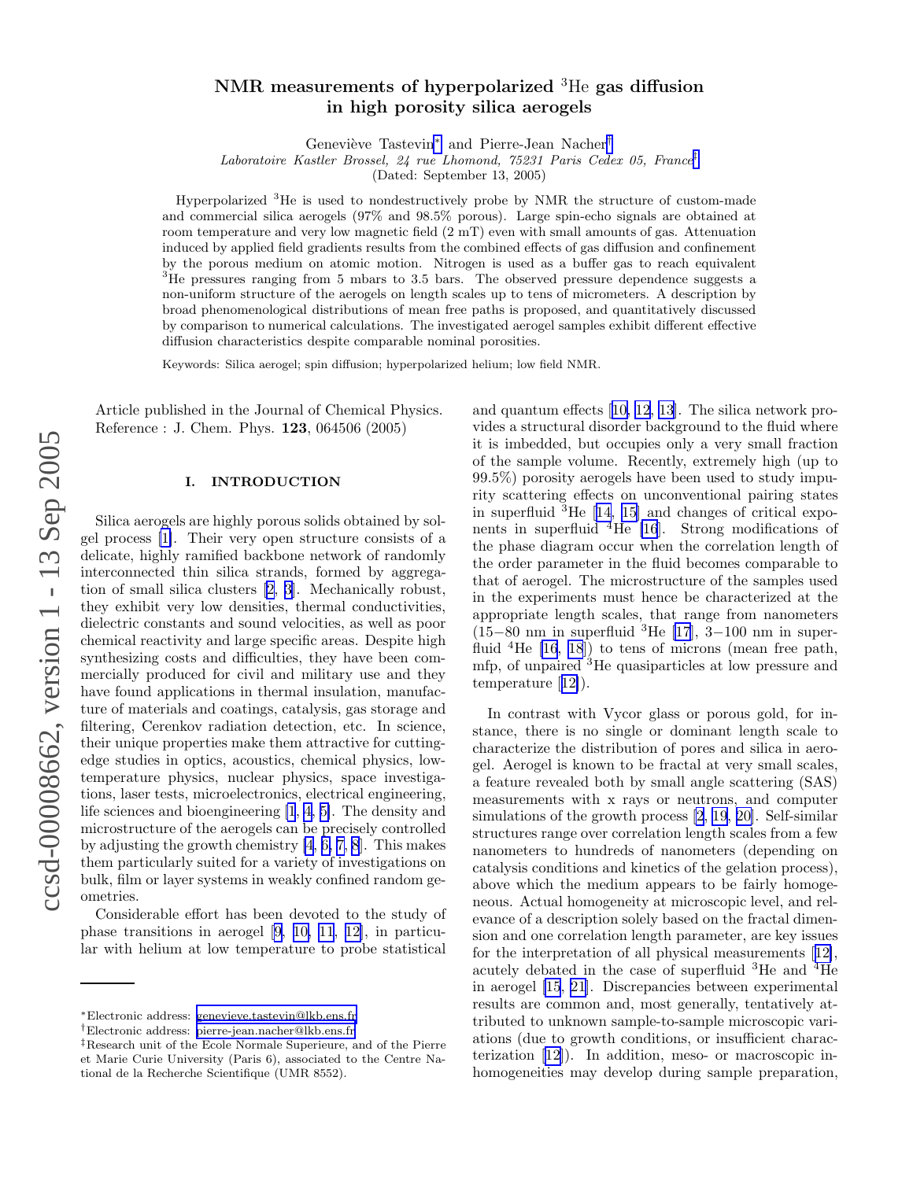# NMR measurements of hyperpolarized $^3$He gas diffusion in high porosity silica aerogels

Geneviève Tastevin* and Pierre-Jean Nacher†

*Laboratoire Kastler Brossel, 24 rue Lhomond, 75231 Paris Cedex 05, France‡*

(Dated: September 13, 2005)

Hyperpolarized $^3$He is used to nondestructively probe by NMR the structure of custom-made and commercial silica aerogels (97% and 98.5% porous). Large spin-echo signals are obtained at room temperature and very low magnetic field (2 mT) even with small amounts of gas. Attenuation induced by applied field gradients results from the combined effects of gas diffusion and confinement by the porous medium on atomic motion. Nitrogen is used as a buffer gas to reach equivalent $^3$He pressures ranging from 5 mbars to 3.5 bars. The observed pressure dependence suggests a non-uniform structure of the aerogels on length scales up to tens of micrometers. A description by broad phenomenological distributions of mean free paths is proposed, and quantitatively discussed by comparison to numerical calculations. The investigated aerogel samples exhibit different effective diffusion characteristics despite comparable nominal porosities.

Keywords: Silica aerogel; spin diffusion; hyperpolarized helium; low field NMR.

Article published in the Journal of Chemical Physics. Reference : J. Chem. Phys. **123**, 064506 (2005)

## I. INTRODUCTION

Silica aerogels are highly porous solids obtained by sol-gel process [1]. Their very open structure consists of a delicate, highly ramified backbone network of randomly interconnected thin silica strands, formed by aggregation of small silica clusters [2, 3]. Mechanically robust, they exhibit very low densities, thermal conductivities, dielectric constants and sound velocities, as well as poor chemical reactivity and large specific areas. Despite high synthesizing costs and difficulties, they have been commercially produced for civil and military use and they have found applications in thermal insulation, manufacture of materials and coatings, catalysis, gas storage and filtering, Cerenkov radiation detection, etc. In science, their unique properties make them attractive for cutting-edge studies in optics, acoustics, chemical physics, low-temperature physics, nuclear physics, space investigations, laser tests, microelectronics, electrical engineering, life sciences and bioengineering [1, 4, 5]. The density and microstructure of the aerogels can be precisely controlled by adjusting the growth chemistry [4, 6, 7, 8]. This makes them particularly suited for a variety of investigations on bulk, film or layer systems in weakly confined random geometries.

Considerable effort has been devoted to the study of phase transitions in aerogel [9, 10, 11, 12], in particular with helium at low temperature to probe statistical and quantum effects [10, 12, 13]. The silica network provides a structural disorder background to the fluid where it is imbedded, but occupies only a very small fraction of the sample volume. Recently, extremely high (up to 99.5%) porosity aerogels have been used to study impurity scattering effects on unconventional pairing states in superfluid $^3$He [14, 15] and changes of critical exponents in superfluid $^4$He [16]. Strong modifications of the phase diagram occur when the correlation length of the order parameter in the fluid becomes comparable to that of aerogel. The microstructure of the samples used in the experiments must hence be characterized at the appropriate length scales, that range from nanometers (15−80 nm in superfluid $^3$He [17], 3−100 nm in superfluid $^4$He [16, 18]) to tens of microns (mean free path, mfp, of unpaired $^3$He quasiparticles at low pressure and temperature [12]).

In contrast with Vycor glass or porous gold, for instance, there is no single or dominant length scale to characterize the distribution of pores and silica in aerogel. Aerogel is known to be fractal at very small scales, a feature revealed both by small angle scattering (SAS) measurements with x rays or neutrons, and computer simulations of the growth process [2, 19, 20]. Self-similar structures range over correlation length scales from a few nanometers to hundreds of nanometers (depending on catalysis conditions and kinetics of the gelation process), above which the medium appears to be fairly homogeneous. Actual homogeneity at microscopic level, and relevance of a description solely based on the fractal dimension and one correlation length parameter, are key issues for the interpretation of all physical measurements [12], acutely debated in the case of superfluid $^3$He and $^4$He in aerogel [15, 21]. Discrepancies between experimental results are common and, most generally, tentatively attributed to unknown sample-to-sample microscopic variations (due to growth conditions, or insufficient characterization [12]). In addition, meso- or macroscopic inhomogeneities may develop during sample preparation,

---

*Electronic address: genevieve.tastevin@lkb.ens.fr

†Electronic address: pierre-jean.nacher@lkb.ens.fr

‡Research unit of the Ecole Normale Superieure, and of the Pierre et Marie Curie University (Paris 6), associated to the Centre National de la Recherche Scientifique (UMR 8552).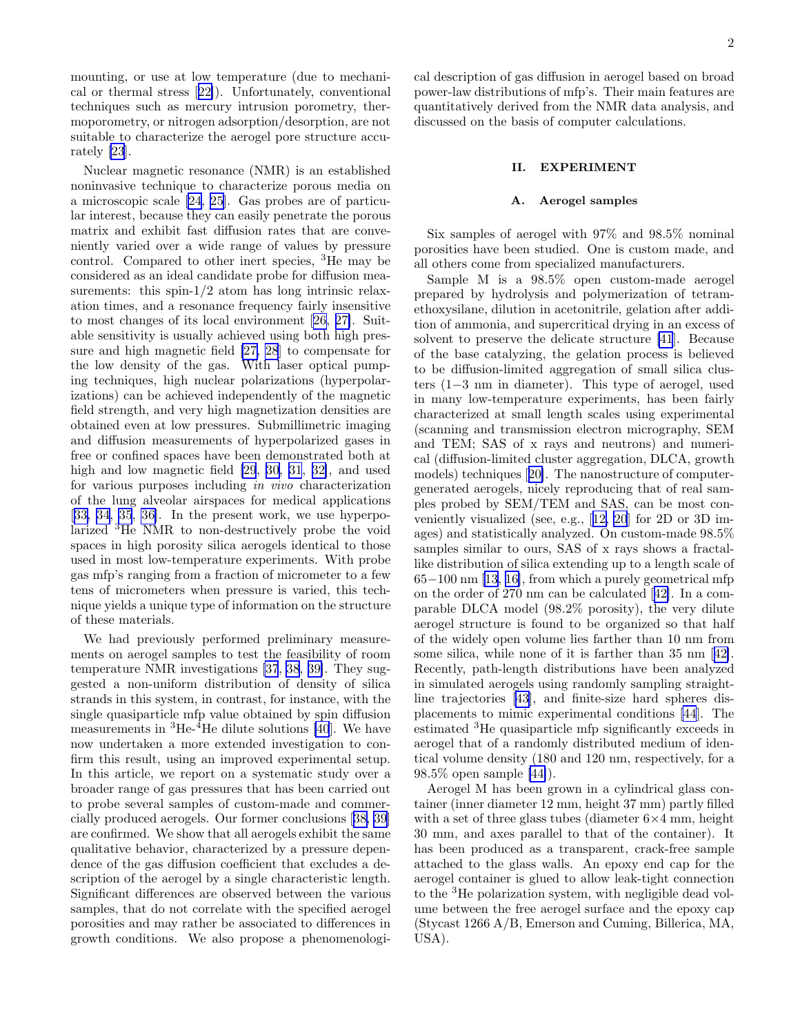mounting, or use at low temperature (due to mechanical or thermal stress [22]). Unfortunately, conventional techniques such as mercury intrusion porometry, thermoporometry, or nitrogen adsorption/desorption, are not suitable to characterize the aerogel pore structure accurately [23].

Nuclear magnetic resonance (NMR) is an established noninvasive technique to characterize porous media on a microscopic scale [24, 25]. Gas probes are of particular interest, because they can easily penetrate the porous matrix and exhibit fast diffusion rates that are conveniently varied over a wide range of values by pressure control. Compared to other inert species, $^3$He may be considered as an ideal candidate probe for diffusion measurements: this spin-1/2 atom has long intrinsic relaxation times, and a resonance frequency fairly insensitive to most changes of its local environment [26, 27]. Suitable sensitivity is usually achieved using both high pressure and high magnetic field [27, 28] to compensate for the low density of the gas. With laser optical pumping techniques, high nuclear polarizations (hyperpolarizations) can be achieved independently of the magnetic field strength, and very high magnetization densities are obtained even at low pressures. Submillimetric imaging and diffusion measurements of hyperpolarized gases in free or confined spaces have been demonstrated both at high and low magnetic field [29, 30, 31, 32], and used for various purposes including *in vivo* characterization of the lung alveolar airspaces for medical applications [33, 34, 35, 36]. In the present work, we use hyperpolarized $^3$He NMR to non-destructively probe the void spaces in high porosity silica aerogels identical to those used in most low-temperature experiments. With probe gas mfp's ranging from a fraction of micrometer to a few tens of micrometers when pressure is varied, this technique yields a unique type of information on the structure of these materials.

We had previously performed preliminary measurements on aerogel samples to test the feasibility of room temperature NMR investigations [37, 38, 39]. They suggested a non-uniform distribution of density of silica strands in this system, in contrast, for instance, with the single quasiparticle mfp value obtained by spin diffusion measurements in $^3$He-$^4$He dilute solutions [40]. We have now undertaken a more extended investigation to confirm this result, using an improved experimental setup. In this article, we report on a systematic study over a broader range of gas pressures that has been carried out to probe several samples of custom-made and commercially produced aerogels. Our former conclusions [38, 39] are confirmed. We show that all aerogels exhibit the same qualitative behavior, characterized by a pressure dependence of the gas diffusion coefficient that excludes a description of the aerogel by a single characteristic length. Significant differences are observed between the various samples, that do not correlate with the specified aerogel porosities and may rather be associated to differences in growth conditions. We also propose a phenomenological description of gas diffusion in aerogel based on broad power-law distributions of mfp's. Their main features are quantitatively derived from the NMR data analysis, and discussed on the basis of computer calculations.

## II. EXPERIMENT

### A. Aerogel samples

Six samples of aerogel with 97% and 98.5% nominal porosities have been studied. One is custom made, and all others come from specialized manufacturers.

Sample M is a 98.5% open custom-made aerogel prepared by hydrolysis and polymerization of tetramethoxysilane, dilution in acetonitrile, gelation after addition of ammonia, and supercritical drying in an excess of solvent to preserve the delicate structure [41]. Because of the base catalyzing, the gelation process is believed to be diffusion-limited aggregation of small silica clusters (1−3 nm in diameter). This type of aerogel, used in many low-temperature experiments, has been fairly characterized at small length scales using experimental (scanning and transmission electron micrography, SEM and TEM; SAS of x rays and neutrons) and numerical (diffusion-limited cluster aggregation, DLCA, growth models) techniques [20]. The nanostructure of computer-generated aerogels, nicely reproducing that of real samples probed by SEM/TEM and SAS, can be most conveniently visualized (see, e.g., [12, 20] for 2D or 3D images) and statistically analyzed. On custom-made 98.5% samples similar to ours, SAS of x rays shows a fractal-like distribution of silica extending up to a length scale of 65−100 nm [13, 16], from which a purely geometrical mfp on the order of 270 nm can be calculated [42]. In a comparable DLCA model (98.2% porosity), the very dilute aerogel structure is found to be organized so that half of the widely open volume lies farther than 10 nm from some silica, while none of it is farther than 35 nm [42]. Recently, path-length distributions have been analyzed in simulated aerogels using randomly sampling straight-line trajectories [43], and finite-size hard spheres displacements to mimic experimental conditions [44]. The estimated $^3$He quasiparticle mfp significantly exceeds in aerogel that of a randomly distributed medium of identical volume density (180 and 120 nm, respectively, for a 98.5% open sample [44]).

Aerogel M has been grown in a cylindrical glass container (inner diameter 12 mm, height 37 mm) partly filled with a set of three glass tubes (diameter 6×4 mm, height 30 mm, and axes parallel to that of the container). It has been produced as a transparent, crack-free sample attached to the glass walls. An epoxy end cap for the aerogel container is glued to allow leak-tight connection to the $^3$He polarization system, with negligible dead volume between the free aerogel surface and the epoxy cap (Stycast 1266 A/B, Emerson and Cuming, Billerica, MA, USA).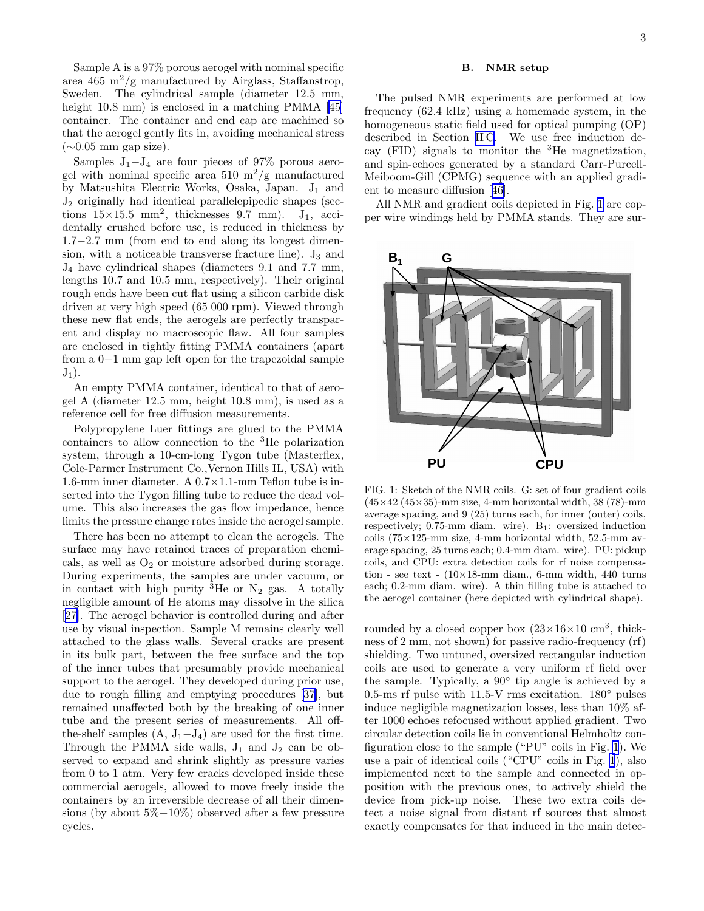Sample A is a 97% porous aerogel with nominal specific area 465 m$^2$/g manufactured by Airglass, Staffanstrop, Sweden. The cylindrical sample (diameter 12.5 mm, height 10.8 mm) is enclosed in a matching PMMA [45] container. The container and end cap are machined so that the aerogel gently fits in, avoiding mechanical stress (∼0.05 mm gap size).

Samples $J_1$−$J_4$ are four pieces of 97% porous aerogel with nominal specific area 510 m$^2$/g manufactured by Matsushita Electric Works, Osaka, Japan. $J_1$ and $J_2$ originally had identical parallelepipedic shapes (sections 15×15.5 mm$^2$, thicknesses 9.7 mm). $J_1$, accidentally crushed before use, is reduced in thickness by 1.7−2.7 mm (from end to end along its longest dimension, with a noticeable transverse fracture line). $J_3$ and $J_4$ have cylindrical shapes (diameters 9.1 and 7.7 mm, lengths 10.7 and 10.5 mm, respectively). Their original rough ends have been cut flat using a silicon carbide disk driven at very high speed (65 000 rpm). Viewed through these new flat ends, the aerogels are perfectly transparent and display no macroscopic flaw. All four samples are enclosed in tightly fitting PMMA containers (apart from a 0−1 mm gap left open for the trapezoidal sample $J_1$).

An empty PMMA container, identical to that of aerogel A (diameter 12.5 mm, height 10.8 mm), is used as a reference cell for free diffusion measurements.

Polypropylene Luer fittings are glued to the PMMA containers to allow connection to the $^3$He polarization system, through a 10-cm-long Tygon tube (Masterflex, Cole-Parmer Instrument Co.,Vernon Hills IL, USA) with 1.6-mm inner diameter. A 0.7×1.1-mm Teflon tube is inserted into the Tygon filling tube to reduce the dead volume. This also increases the gas flow impedance, hence limits the pressure change rates inside the aerogel sample.

There has been no attempt to clean the aerogels. The surface may have retained traces of preparation chemicals, as well as $O_2$ or moisture adsorbed during storage. During experiments, the samples are under vacuum, or in contact with high purity $^3$He or $N_2$ gas. A totally negligible amount of He atoms may dissolve in the silica [27]. The aerogel behavior is controlled during and after use by visual inspection. Sample M remains clearly well attached to the glass walls. Several cracks are present in its bulk part, between the free surface and the top of the inner tubes that presumably provide mechanical support to the aerogel. They developed during prior use, due to rough filling and emptying procedures [37], but remained unaffected both by the breaking of one inner tube and the present series of measurements. All off-the-shelf samples (A, $J_1$−$J_4$) are used for the first time. Through the PMMA side walls, $J_1$ and $J_2$ can be observed to expand and shrink slightly as pressure varies from 0 to 1 atm. Very few cracks developed inside these commercial aerogels, allowed to move freely inside the containers by an irreversible decrease of all their dimensions (by about 5%−10%) observed after a few pressure cycles.

### B. NMR setup

The pulsed NMR experiments are performed at low frequency (62.4 kHz) using a homemade system, in the homogeneous static field used for optical pumping (OP) described in Section II C. We use free induction decay (FID) signals to monitor the $^3$He magnetization, and spin-echoes generated by a standard Carr-Purcell-Meiboom-Gill (CPMG) sequence with an applied gradient to measure diffusion [46].

All NMR and gradient coils depicted in Fig. 1 are copper wire windings held by PMMA stands. They are surrounded by a closed copper box (23×16×10 cm$^3$, thickness of 2 mm, not shown) for passive radio-frequency (rf) shielding. Two untuned, oversized rectangular induction coils are used to generate a very uniform rf field over the sample. Typically, a 90° tip angle is achieved by a 0.5-ms rf pulse with 11.5-V rms excitation. 180° pulses induce negligible magnetization losses, less than 10% after 1000 echoes refocused without applied gradient. Two circular detection coils lie in conventional Helmholtz configuration close to the sample ("PU" coils in Fig. 1). We use a pair of identical coils ("CPU" coils in Fig. 1), also implemented next to the sample and connected in opposition with the previous ones, to actively shield the device from pick-up noise. These two extra coils detect a noise signal from distant rf sources that almost exactly compensates for that induced in the main detec-

FIG. 1: Sketch of the NMR coils. G: set of four gradient coils (45×42 (45×35)-mm size, 4-mm horizontal width, 38 (78)-mm average spacing, and 9 (25) turns each, for inner (outer) coils, respectively; 0.75-mm diam. wire). $B_1$: oversized induction coils (75×125-mm size, 4-mm horizontal width, 52.5-mm average spacing, 25 turns each; 0.4-mm diam. wire). PU: pickup coils, and CPU: extra detection coils for rf noise compensation - see text - (10×18-mm diam., 6-mm width, 440 turns each; 0.2-mm diam. wire). A thin filling tube is attached to the aerogel container (here depicted with cylindrical shape).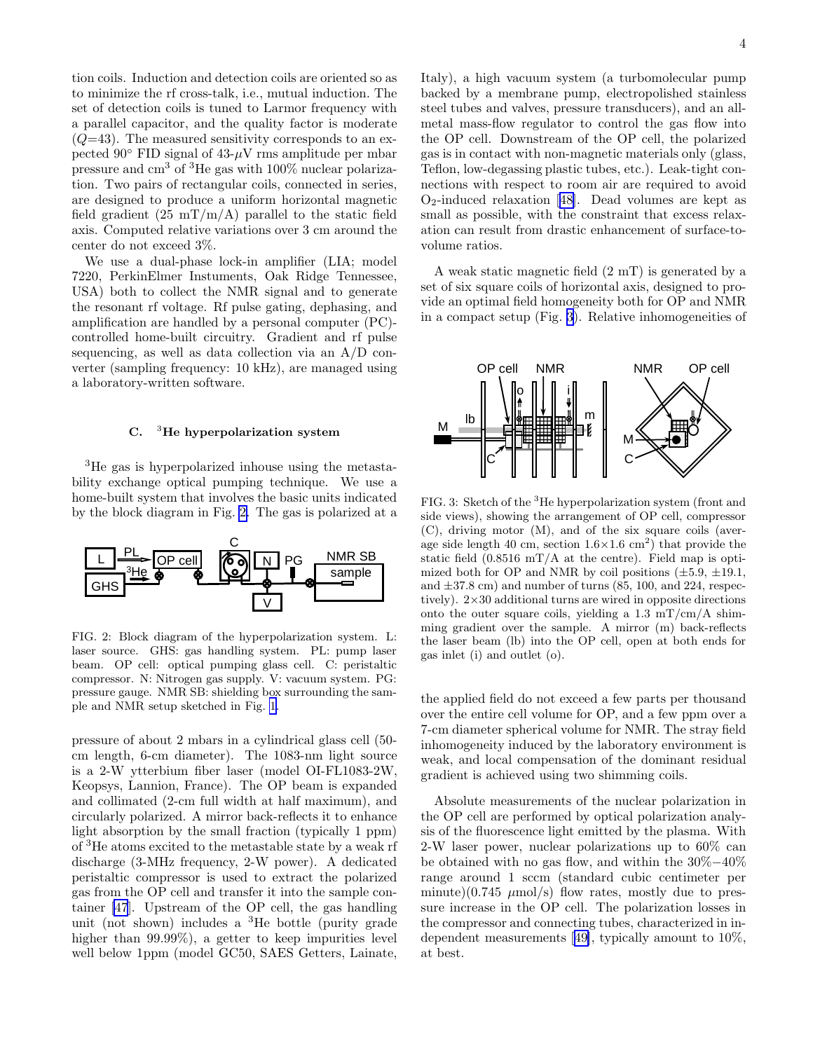tion coils. Induction and detection coils are oriented so as to minimize the rf cross-talk, i.e., mutual induction. The set of detection coils is tuned to Larmor frequency with a parallel capacitor, and the quality factor is moderate ($Q$=43). The measured sensitivity corresponds to an expected 90° FID signal of 43-$\mu$V rms amplitude per mbar pressure and cm$^3$ of $^3$He gas with 100% nuclear polarization. Two pairs of rectangular coils, connected in series, are designed to produce a uniform horizontal magnetic field gradient (25 mT/m/A) parallel to the static field axis. Computed relative variations over 3 cm around the center do not exceed 3%.

We use a dual-phase lock-in amplifier (LIA; model 7220, PerkinElmer Instuments, Oak Ridge Tennessee, USA) both to collect the NMR signal and to generate the resonant rf voltage. Rf pulse gating, dephasing, and amplification are handled by a personal computer (PC)-controlled home-built circuitry. Gradient and rf pulse sequencing, as well as data collection via an A/D converter (sampling frequency: 10 kHz), are managed using a laboratory-written software.

### C. $^3$He hyperpolarization system

$^3$He gas is hyperpolarized inhouse using the metastability exchange optical pumping technique. We use a home-built system that involves the basic units indicated by the block diagram in Fig. 2. The gas is polarized at a

FIG. 2: Block diagram of the hyperpolarization system. L: laser source. GHS: gas handling system. PL: pump laser beam. OP cell: optical pumping glass cell. C: peristaltic compressor. N: Nitrogen gas supply. V: vacuum system. PG: pressure gauge. NMR SB: shielding box surrounding the sample and NMR setup sketched in Fig. 1.

pressure of about 2 mbars in a cylindrical glass cell (50-cm length, 6-cm diameter). The 1083-nm light source is a 2-W ytterbium fiber laser (model OI-FL1083-2W, Keopsys, Lannion, France). The OP beam is expanded and collimated (2-cm full width at half maximum), and circularly polarized. A mirror back-reflects it to enhance light absorption by the small fraction (typically 1 ppm) of $^3$He atoms excited to the metastable state by a weak rf discharge (3-MHz frequency, 2-W power). A dedicated peristaltic compressor is used to extract the polarized gas from the OP cell and transfer it into the sample container [47]. Upstream of the OP cell, the gas handling unit (not shown) includes a $^3$He bottle (purity grade higher than 99.99%), a getter to keep impurities level well below 1ppm (model GC50, SAES Getters, Lainate, Italy), a high vacuum system (a turbomolecular pump backed by a membrane pump, electropolished stainless steel tubes and valves, pressure transducers), and an all-metal mass-flow regulator to control the gas flow into the OP cell. Downstream of the OP cell, the polarized gas is in contact with non-magnetic materials only (glass, Teflon, low-degassing plastic tubes, etc.). Leak-tight connections with respect to room air are required to avoid $O_2$-induced relaxation [48]. Dead volumes are kept as small as possible, with the constraint that excess relaxation can result from drastic enhancement of surface-to-volume ratios.

A weak static magnetic field (2 mT) is generated by a set of six square coils of horizontal axis, designed to provide an optimal field homogeneity both for OP and NMR in a compact setup (Fig. 3). Relative inhomogeneities of

FIG. 3: Sketch of the $^3$He hyperpolarization system (front and side views), showing the arrangement of OP cell, compressor (C), driving motor (M), and of the six square coils (average side length 40 cm, section 1.6×1.6 cm$^2$) that provide the static field (0.8516 mT/A at the centre). Field map is optimized both for OP and NMR by coil positions (±5.9, ±19.1, and ±37.8 cm) and number of turns (85, 100, and 224, respectively). 2×30 additional turns are wired in opposite directions onto the outer square coils, yielding a 1.3 mT/cm/A shimming gradient over the sample. A mirror (m) back-reflects the laser beam (lb) into the OP cell, open at both ends for gas inlet (i) and outlet (o).

the applied field do not exceed a few parts per thousand over the entire cell volume for OP, and a few ppm over a 7-cm diameter spherical volume for NMR. The stray field inhomogeneity induced by the laboratory environment is weak, and local compensation of the dominant residual gradient is achieved using two shimming coils.

Absolute measurements of the nuclear polarization in the OP cell are performed by optical polarization analysis of the fluorescence light emitted by the plasma. With 2-W laser power, nuclear polarizations up to 60% can be obtained with no gas flow, and within the 30%−40% range around 1 sccm (standard cubic centimeter per minute)(0.745 $\mu$mol/s) flow rates, mostly due to pressure increase in the OP cell. The polarization losses in the compressor and connecting tubes, characterized in independent measurements [49], typically amount to 10%, at best.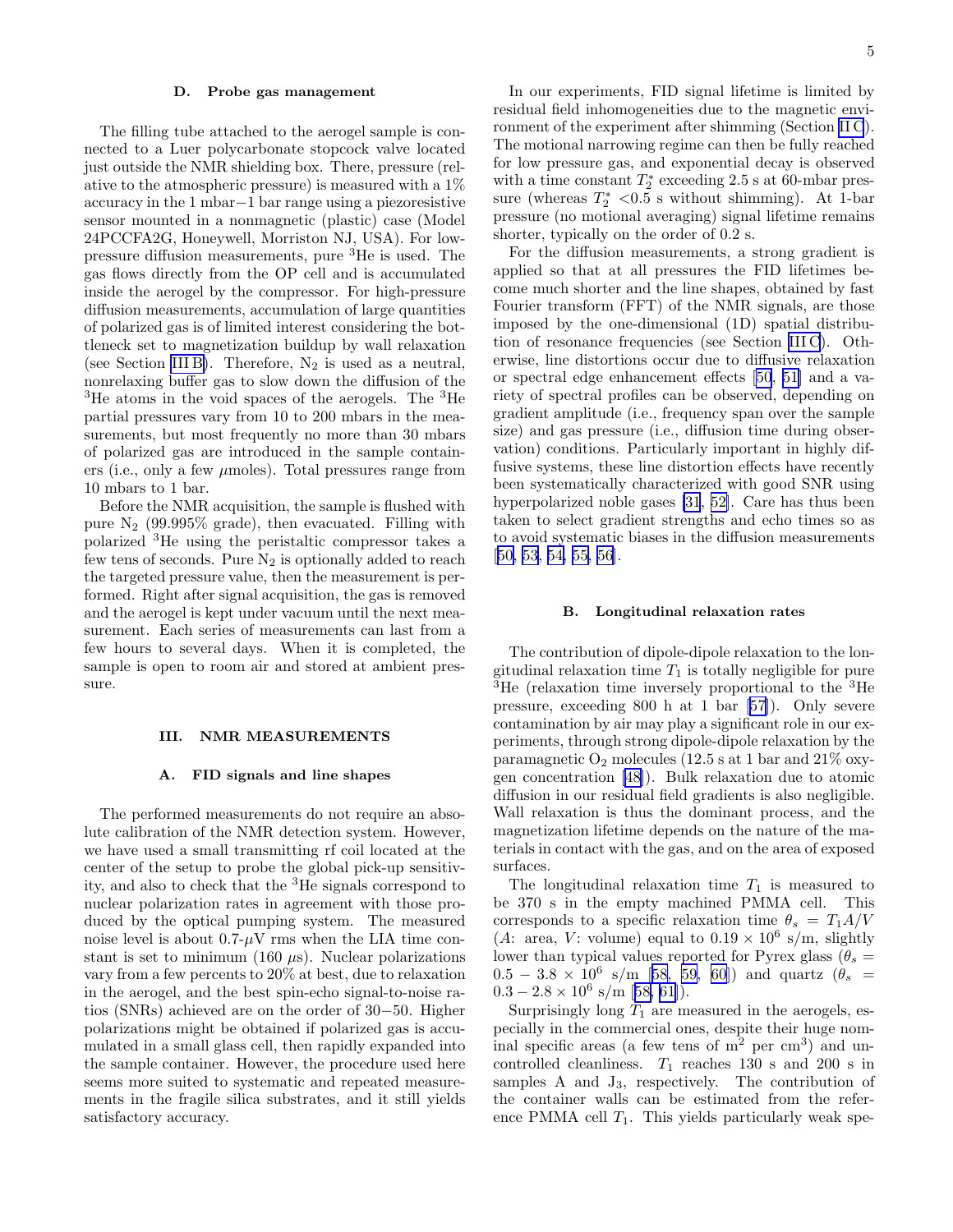### D. Probe gas management

The filling tube attached to the aerogel sample is connected to a Luer polycarbonate stopcock valve located just outside the NMR shielding box. There, pressure (relative to the atmospheric pressure) is measured with a 1% accuracy in the 1 mbar−1 bar range using a piezoresistive sensor mounted in a nonmagnetic (plastic) case (Model 24PCCFA2G, Honeywell, Morriston NJ, USA). For low-pressure diffusion measurements, pure $^3$He is used. The gas flows directly from the OP cell and is accumulated inside the aerogel by the compressor. For high-pressure diffusion measurements, accumulation of large quantities of polarized gas is of limited interest considering the bottleneck set to magnetization buildup by wall relaxation (see Section III B). Therefore, $N_2$ is used as a neutral, nonrelaxing buffer gas to slow down the diffusion of the $^3$He atoms in the void spaces of the aerogels. The $^3$He partial pressures vary from 10 to 200 mbars in the measurements, but most frequently no more than 30 mbars of polarized gas are introduced in the sample containers (i.e., only a few $\mu$moles). Total pressures range from 10 mbars to 1 bar.

Before the NMR acquisition, the sample is flushed with pure $N_2$ (99.995% grade), then evacuated. Filling with polarized $^3$He using the peristaltic compressor takes a few tens of seconds. Pure $N_2$ is optionally added to reach the targeted pressure value, then the measurement is performed. Right after signal acquisition, the gas is removed and the aerogel is kept under vacuum until the next measurement. Each series of measurements can last from a few hours to several days. When it is completed, the sample is open to room air and stored at ambient pressure.

## III. NMR MEASUREMENTS

### A. FID signals and line shapes

The performed measurements do not require an absolute calibration of the NMR detection system. However, we have used a small transmitting rf coil located at the center of the setup to probe the global pick-up sensitivity, and also to check that the $^3$He signals correspond to nuclear polarization rates in agreement with those produced by the optical pumping system. The measured noise level is about 0.7-$\mu$V rms when the LIA time constant is set to minimum (160 $\mu$s). Nuclear polarizations vary from a few percents to 20% at best, due to relaxation in the aerogel, and the best spin-echo signal-to-noise ratios (SNRs) achieved are on the order of 30−50. Higher polarizations might be obtained if polarized gas is accumulated in a small glass cell, then rapidly expanded into the sample container. However, the procedure used here seems more suited to systematic and repeated measurements in the fragile silica substrates, and it still yields satisfactory accuracy.

In our experiments, FID signal lifetime is limited by residual field inhomogeneities due to the magnetic environment of the experiment after shimming (Section II C). The motional narrowing regime can then be fully reached for low pressure gas, and exponential decay is observed with a time constant $T_2^*$ exceeding 2.5 s at 60-mbar pressure (whereas $T_2^* <0.5$ s without shimming). At 1-bar pressure (no motional averaging) signal lifetime remains shorter, typically on the order of 0.2 s.

For the diffusion measurements, a strong gradient is applied so that at all pressures the FID lifetimes become much shorter and the line shapes, obtained by fast Fourier transform (FFT) of the NMR signals, are those imposed by the one-dimensional (1D) spatial distribution of resonance frequencies (see Section III C). Otherwise, line distortions occur due to diffusive relaxation or spectral edge enhancement effects [50, 51] and a variety of spectral profiles can be observed, depending on gradient amplitude (i.e., frequency span over the sample size) and gas pressure (i.e., diffusion time during observation) conditions. Particularly important in highly diffusive systems, these line distortion effects have recently been systematically characterized with good SNR using hyperpolarized noble gases [31, 52]. Care has thus been taken to select gradient strengths and echo times so as to avoid systematic biases in the diffusion measurements [50, 53, 54, 55, 56].

### B. Longitudinal relaxation rates

The contribution of dipole-dipole relaxation to the longitudinal relaxation time $T_1$ is totally negligible for pure $^3$He (relaxation time inversely proportional to the $^3$He pressure, exceeding 800 h at 1 bar [57]). Only severe contamination by air may play a significant role in our experiments, through strong dipole-dipole relaxation by the paramagnetic $O_2$ molecules (12.5 s at 1 bar and 21% oxygen concentration [48]). Bulk relaxation due to atomic diffusion in our residual field gradients is also negligible. Wall relaxation is thus the dominant process, and the magnetization lifetime depends on the nature of the materials in contact with the gas, and on the area of exposed surfaces.

The longitudinal relaxation time $T_1$ is measured to be 370 s in the empty machined PMMA cell. This corresponds to a specific relaxation time $\theta_s = T_1 A/V$ ($A$: area, $V$: volume) equal to $0.19 \times 10^6$ s/m, slightly lower than typical values reported for Pyrex glass ($\theta_s = 0.5 - 3.8 \times 10^6$ s/m [58, 59, 60]) and quartz ($\theta_s = 0.3 - 2.8 \times 10^6$ s/m [58, 61]).

Surprisingly long $T_1$ are measured in the aerogels, especially in the commercial ones, despite their huge nominal specific areas (a few tens of m$^2$ per cm$^3$) and uncontrolled cleanliness. $T_1$ reaches 130 s and 200 s in samples A and J$_3$, respectively. The contribution of the container walls can be estimated from the reference PMMA cell $T_1$. This yields particularly weak spe-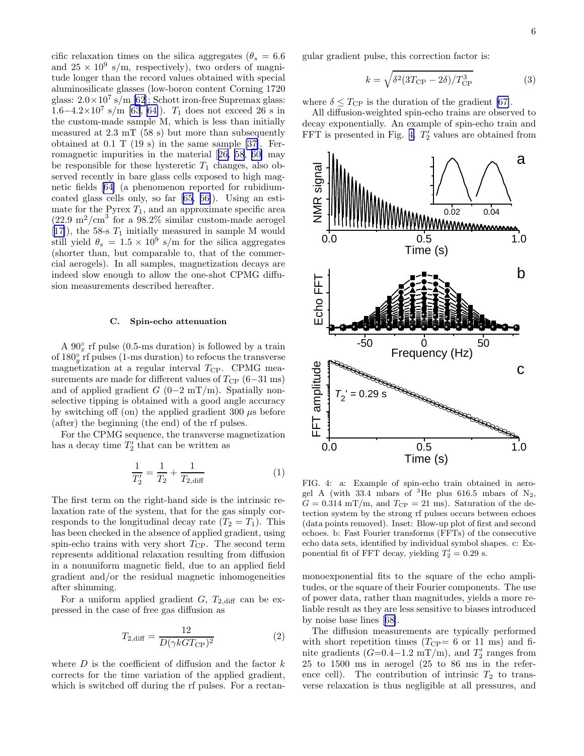cific relaxation times on the silica aggregates ($\theta_s = 6.6$ and $25 \times 10^9$ s/m, respectively), two orders of magnitude longer than the record values obtained with special aluminosilicate glasses (low-boron content Corning 1720 glass: $2.0 \times 10^7$ s/m [62]; Schott iron-free Supremax glass: $1.6{-}4.2 \times 10^7$ s/m [63, 64]). $T_1$ does not exceed 26 s in the custom-made sample M, which is less than initially measured at 2.3 mT (58 s) but more than subsequently obtained at 0.1 T (19 s) in the same sample [37]. Ferromagnetic impurities in the material [26, 58, 60] may be responsible for these hysteretic $T_1$ changes, also observed recently in bare glass cells exposed to high magnetic fields [64] (a phenomenon reported for rubidium-coated glass cells only, so far [65, 66]). Using an estimate for the Pyrex $T_1$, and an approximate specific area (22.9 m$^2$/cm$^3$ for a 98.2% similar custom-made aerogel [17]), the 58-s $T_1$ initially measured in sample M would still yield $\theta_s = 1.5 \times 10^9$ s/m for the silica aggregates (shorter than, but comparable to, that of the commercial aerogels). In all samples, magnetization decays are indeed slow enough to allow the one-shot CPMG diffusion measurements described hereafter.

### C. Spin-echo attenuation

A $90^\circ_x$ rf pulse (0.5-ms duration) is followed by a train of $180^\circ_y$ rf pulses (1-ms duration) to refocus the transverse magnetization at a regular interval $T_{\rm CP}$. CPMG measurements are made for different values of $T_{\rm CP}$ (6−31 ms) and of applied gradient $G$ (0−2 mT/m). Spatially nonselective tipping is obtained with a good angle accuracy by switching off (on) the applied gradient 300 $\mu$s before (after) the beginning (the end) of the rf pulses.

For the CPMG sequence, the transverse magnetization has a decay time $T_2'$ that can be written as

$$\frac{1}{T_2'} = \frac{1}{T_2} + \frac{1}{T_{2,\rm diff}} \tag{1}$$

The first term on the right-hand side is the intrinsic relaxation rate of the system, that for the gas simply corresponds to the longitudinal decay rate ($T_2 = T_1$). This has been checked in the absence of applied gradient, using spin-echo trains with very short $T_{\rm CP}$. The second term represents additional relaxation resulting from diffusion in a nonuniform magnetic field, due to an applied field gradient and/or the residual magnetic inhomogeneities after shimming.

For a uniform applied gradient $G$, $T_{2,\rm diff}$ can be expressed in the case of free gas diffusion as

$$T_{2,\rm diff} = \frac{12}{D(\gamma k G T_{\rm CP})^2} \tag{2}$$

where $D$ is the coefficient of diffusion and the factor $k$ corrects for the time variation of the applied gradient, which is switched off during the rf pulses. For a rectangular gradient pulse, this correction factor is:

$$k = \sqrt{\delta^2(3T_{\rm CP} - 2\delta)/T_{\rm CP}^3} \tag{3}$$

where $\delta \leq T_{\rm CP}$ is the duration of the gradient [67].

All diffusion-weighted spin-echo trains are observed to decay exponentially. An example of spin-echo train and FFT is presented in Fig. 4. $T_2'$ values are obtained from monoexponential fits to the square of the echo amplitudes, or the square of their Fourier components. The use of power data, rather than magnitudes, yields a more reliable result as they are less sensitive to biases introduced by noise base lines [68].

FIG. 4: a: Example of spin-echo train obtained in aerogel A (with 33.4 mbars of $^3$He plus 616.5 mbars of $N_2$, $G = 0.314$ mT/m, and $T_{\rm CP} = 21$ ms). Saturation of the detection system by the strong rf pulses occurs between echoes (data points removed). Inset: Blow-up plot of first and second echoes. b: Fast Fourier transforms (FFTs) of the consecutive echo data sets, identified by individual symbol shapes. c: Exponential fit of FFT decay, yielding $T_2' = 0.29$ s.

The diffusion measurements are typically performed with short repetition times ($T_{\rm CP}$= 6 or 11 ms) and finite gradients ($G$=0.4−1.2 mT/m), and $T_2'$ ranges from 25 to 1500 ms in aerogel (25 to 86 ms in the reference cell). The contribution of intrinsic $T_2$ to transverse relaxation is thus negligible at all pressures, and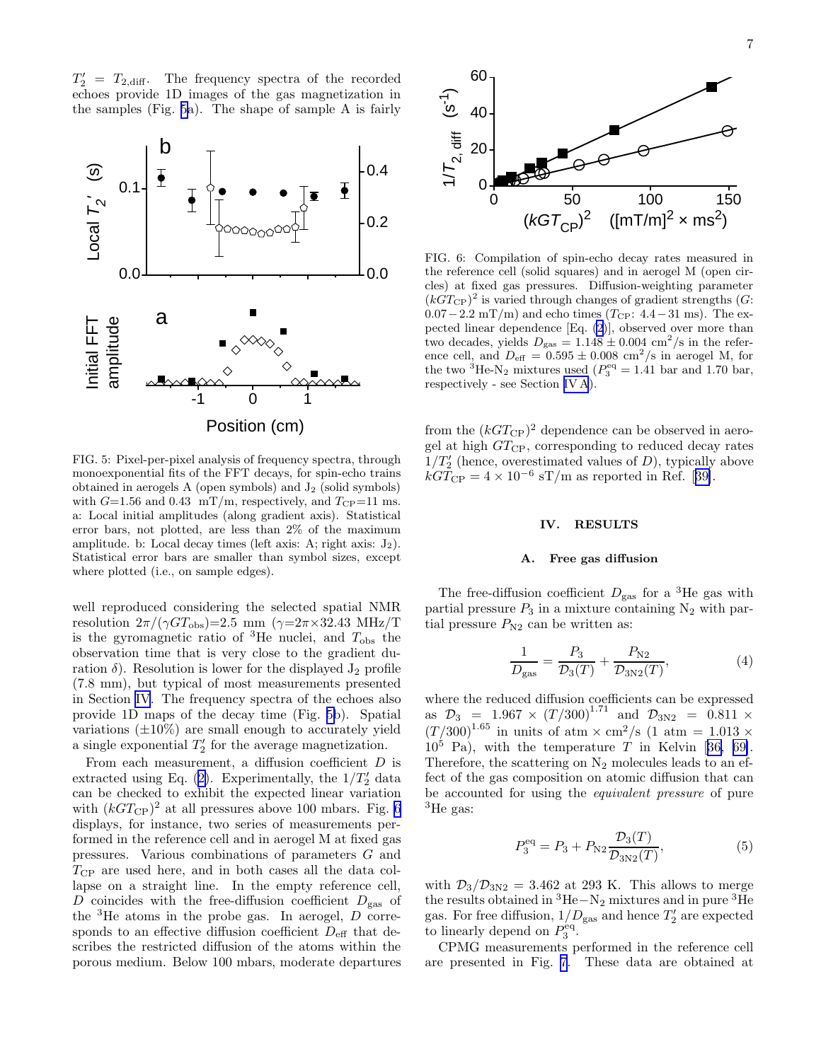$T_2' = T_{2,\text{diff}}$. The frequency spectra of the recorded echoes provide 1D images of the gas magnetization in the samples (Fig. 5a). The shape of sample A is fairly well reproduced considering the selected spatial NMR resolution $2\pi/(\gamma G T_{\text{obs}})$=2.5 mm ($\gamma$=2$\pi$×32.43 MHz/T is the gyromagnetic ratio of $^3$He nuclei, and $T_{\text{obs}}$ the observation time that is very close to the gradient duration $\delta$). Resolution is lower for the displayed $J_2$ profile (7.8 mm), but typical of most measurements presented in Section IV. The frequency spectra of the echoes also provide 1D maps of the decay time (Fig. 5b). Spatial variations (±10%) are small enough to accurately yield a single exponential $T_2'$ for the average magnetization.

FIG. 5: Pixel-per-pixel analysis of frequency spectra, through monoexponential fits of the FFT decays, for spin-echo trains obtained in aerogels A (open symbols) and $J_2$ (solid symbols) with $G$=1.56 and 0.43 mT/m, respectively, and $T_{\text{CP}}$=11 ms. a: Local initial amplitudes (along gradient axis). Statistical error bars, not plotted, are less than 2% of the maximum amplitude. b: Local decay times (left axis: A; right axis: $J_2$). Statistical error bars are smaller than symbol sizes, except where plotted (i.e., on sample edges).

From each measurement, a diffusion coefficient $D$ is extracted using Eq. (2). Experimentally, the $1/T_2'$ data can be checked to exhibit the expected linear variation with $(kGT_{\text{CP}})^2$ at all pressures above 100 mbars. Fig. 6 displays, for instance, two series of measurements performed in the reference cell and in aerogel M at fixed gas pressures. Various combinations of parameters $G$ and $T_{\text{CP}}$ are used here, and in both cases all the data collapse on a straight line. In the empty reference cell, $D$ coincides with the free-diffusion coefficient $D_{\text{gas}}$ of the $^3$He atoms in the probe gas. In aerogel, $D$ corresponds to an effective diffusion coefficient $D_{\text{eff}}$ that describes the restricted diffusion of the atoms within the porous medium. Below 100 mbars, moderate departures from the $(kGT_{\text{CP}})^2$ dependence can be observed in aerogel at high $GT_{\text{CP}}$, corresponding to reduced decay rates $1/T_2'$ (hence, overestimated values of $D$), typically above $kGT_{\text{CP}} = 4 \times 10^{-6}$ sT/m as reported in Ref. [39].

FIG. 6: Compilation of spin-echo decay rates measured in the reference cell (solid squares) and in aerogel M (open circles) at fixed gas pressures. Diffusion-weighting parameter $(kGT_{\text{CP}})^2$ is varied through changes of gradient strengths ($G$: 0.07 − 2.2 mT/m) and echo times ($T_{\text{CP}}$: 4.4 − 31 ms). The expected linear dependence [Eq. (2)], observed over more than two decades, yields $D_{\text{gas}} = 1.148 \pm 0.004$ cm$^2$/s in the reference cell, and $D_{\text{eff}} = 0.595 \pm 0.008$ cm$^2$/s in aerogel M, for the two $^3$He-$N_2$ mixtures used ($P_3^{\text{eq}} = 1.41$ bar and 1.70 bar, respectively - see Section IV A).

## IV. RESULTS

### A. Free gas diffusion

The free-diffusion coefficient $D_{\text{gas}}$ for a $^3$He gas with partial pressure $P_3$ in a mixture containing $N_2$ with partial pressure $P_{N2}$ can be written as:

$$\frac{1}{D_{\text{gas}}} = \frac{P_3}{\mathcal{D}_3(T)} + \frac{P_{N2}}{\mathcal{D}_{3N2}(T)}, \tag{4}$$

where the reduced diffusion coefficients can be expressed as $\mathcal{D}_3 = 1.967 \times (T/300)^{1.71}$ and $\mathcal{D}_{3N2} = 0.811 \times (T/300)^{1.65}$ in units of atm × cm$^2$/s (1 atm = 1.013 × $10^5$ Pa), with the temperature $T$ in Kelvin [36, 69]. Therefore, the scattering on $N_2$ molecules leads to an effect of the gas composition on atomic diffusion that can be accounted for using the *equivalent pressure* of pure $^3$He gas:

$$P_3^{\text{eq}} = P_3 + P_{N2}\frac{\mathcal{D}_3(T)}{\mathcal{D}_{3N2}(T)}, \tag{5}$$

with $\mathcal{D}_3/\mathcal{D}_{3N2} = 3.462$ at 293 K. This allows to merge the results obtained in $^3$He−$N_2$ mixtures and in pure $^3$He gas. For free diffusion, $1/D_{\text{gas}}$ and hence $T_2'$ are expected to linearly depend on $P_3^{\text{eq}}$.

CPMG measurements performed in the reference cell are presented in Fig. 7. These data are obtained at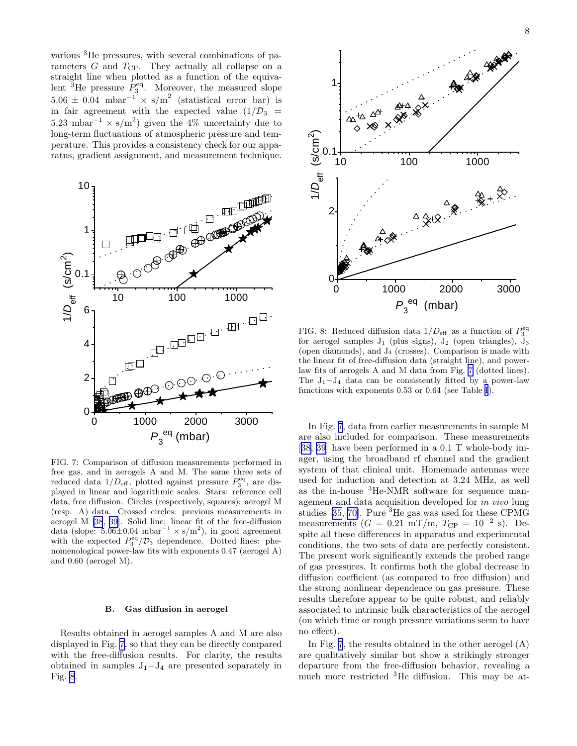various $^3$He pressures, with several combinations of parameters $G$ and $T_{\rm CP}$. They actually all collapse on a straight line when plotted as a function of the equivalent $^3$He pressure $P_3^{\rm eq}$. Moreover, the measured slope $5.06 \pm 0.04$ mbar$^{-1}$ $\times$ s/m$^2$ (statistical error bar) is in fair agreement with the expected value ($1/\mathcal{D}_3 = 5.23$ mbar$^{-1} \times$ s/m$^2$) given the 4% uncertainty due to long-term fluctuations of atmospheric pressure and temperature. This provides a consistency check for our apparatus, gradient assignment, and measurement technique.

FIG. 7: Comparison of diffusion measurements performed in free gas, and in aerogels A and M. The same three sets of reduced data $1/D_{\rm eff}$, plotted against pressure $P_3^{\rm eq}$, are displayed in linear and logarithmic scales. Stars: reference cell data, free diffusion. Circles (respectively, squares): aerogel M (resp. A) data. Crossed circles: previous measurements in aerogel M [38, 39]. Solid line: linear fit of the free-diffusion data (slope: $5.06 \pm 0.04$ mbar$^{-1}$ $\times$ s/m$^2$), in good agreement with the expected $P_3^{\rm eq}/\mathcal{D}_3$ dependence. Dotted lines: phenomenological power-law fits with exponents 0.47 (aerogel A) and 0.60 (aerogel M).

### B. Gas diffusion in aerogel

Results obtained in aerogel samples A and M are also displayed in Fig. 7, so that they can be directly compared with the free-diffusion results. For clarity, the results obtained in samples J$_1-$J$_4$ are presented separately in Fig. 8.

FIG. 8: Reduced diffusion data $1/D_{\rm eff}$ as a function of $P_3^{\rm eq}$ for aerogel samples J$_1$ (plus signs), J$_2$ (open triangles), J$_3$ (open diamonds), and J$_4$ (crosses). Comparison is made with the linear fit of free-diffusion data (straight line), and power-law fits of aerogels A and M data from Fig. 7 (dotted lines). The J$_1-$J$_4$ data can be consistently fitted by a power-law functions with exponents 0.53 or 0.64 (see Table I).

In Fig. 7, data from earlier measurements in sample M are also included for comparison. These measurements [38, 39] have been performed in a 0.1 T whole-body imager, using the broadband rf channel and the gradient system of that clinical unit. Homemade antennas were used for induction and detection at 3.24 MHz, as well as the in-house $^3$He-NMR software for sequence management and data acquisition developed for *in vivo* lung studies [35, 70]. Pure $^3$He gas was used for these CPMG measurements ($G = 0.21$ mT/m, $T_{\rm CP} = 10^{-2}$ s). Despite all these differences in apparatus and experimental conditions, the two sets of data are perfectly consistent. The present work significantly extends the probed range of gas pressures. It confirms both the global decrease in diffusion coefficient (as compared to free diffusion) and the strong nonlinear dependence on gas pressure. These results therefore appear to be quite robust, and reliably associated to intrinsic bulk characteristics of the aerogel (on which time or rough pressure variations seem to have no effect).

In Fig. 7, the results obtained in the other aerogel (A) are qualitatively similar but show a strikingly stronger departure from the free-diffusion behavior, revealing a much more restricted $^3$He diffusion. This may be at-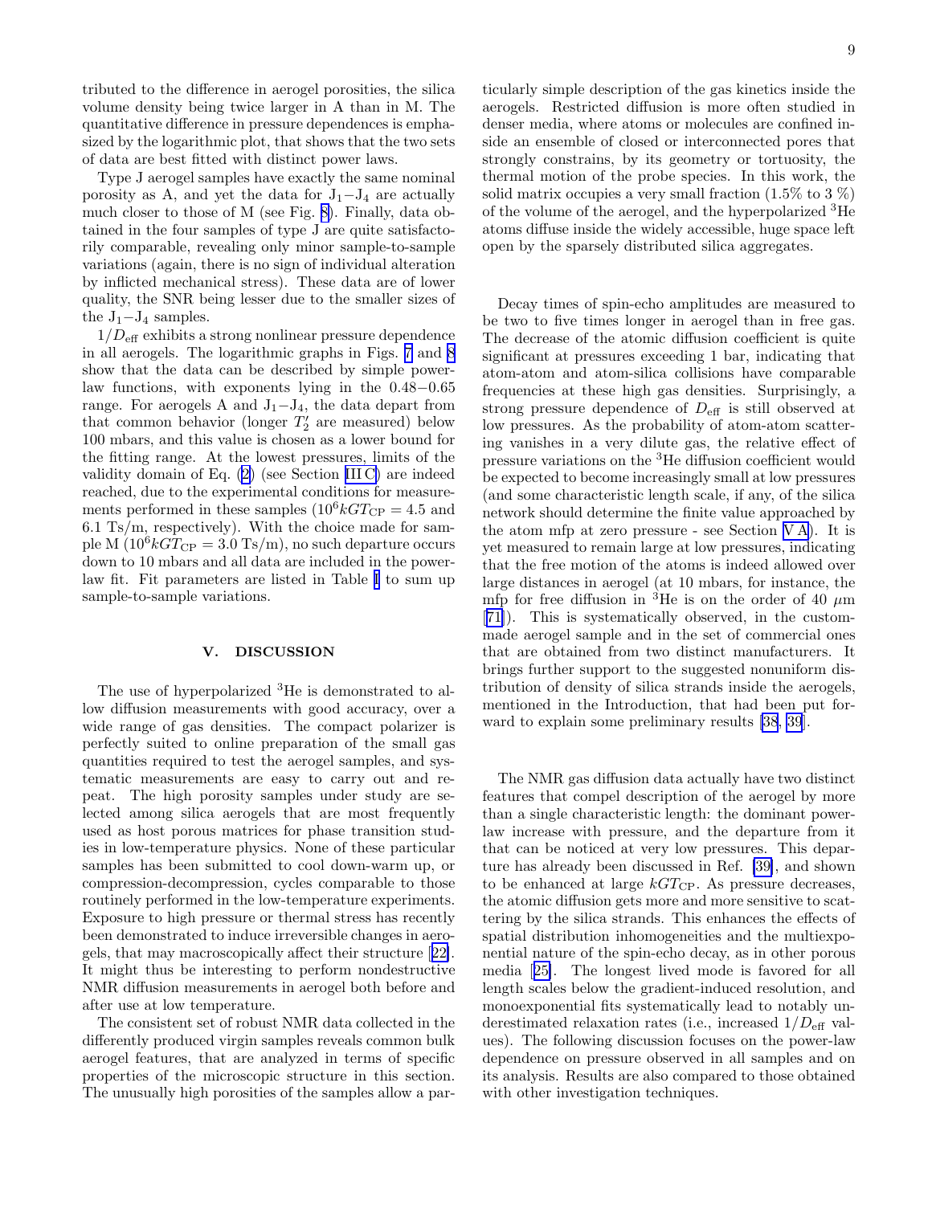tributed to the difference in aerogel porosities, the silica volume density being twice larger in A than in M. The quantitative difference in pressure dependences is emphasized by the logarithmic plot, that shows that the two sets of data are best fitted with distinct power laws.

Type J aerogel samples have exactly the same nominal porosity as A, and yet the data for $J_1-J_4$ are actually much closer to those of M (see Fig. 8). Finally, data obtained in the four samples of type J are quite satisfactorily comparable, revealing only minor sample-to-sample variations (again, there is no sign of individual alteration by inflicted mechanical stress). These data are of lower quality, the SNR being lesser due to the smaller sizes of the $J_1-J_4$ samples.

$1/D_{\rm eff}$ exhibits a strong nonlinear pressure dependence in all aerogels. The logarithmic graphs in Figs. 7 and 8 show that the data can be described by simple power-law functions, with exponents lying in the 0.48−0.65 range. For aerogels A and $J_1-J_4$, the data depart from that common behavior (longer $T_2'$ are measured) below 100 mbars, and this value is chosen as a lower bound for the fitting range. At the lowest pressures, limits of the validity domain of Eq. (2) (see Section III C) are indeed reached, due to the experimental conditions for measurements performed in these samples ($10^6 kGT_{\rm CP} = 4.5$ and 6.1 Ts/m, respectively). With the choice made for sample M ($10^6 kGT_{\rm CP} = 3.0$ Ts/m), no such departure occurs down to 10 mbars and all data are included in the power-law fit. Fit parameters are listed in Table I to sum up sample-to-sample variations.

## V. DISCUSSION

The use of hyperpolarized $^3$He is demonstrated to allow diffusion measurements with good accuracy, over a wide range of gas densities. The compact polarizer is perfectly suited to online preparation of the small gas quantities required to test the aerogel samples, and systematic measurements are easy to carry out and repeat. The high porosity samples under study are selected among silica aerogels that are most frequently used as host porous matrices for phase transition studies in low-temperature physics. None of these particular samples has been submitted to cool down-warm up, or compression-decompression, cycles comparable to those routinely performed in the low-temperature experiments. Exposure to high pressure or thermal stress has recently been demonstrated to induce irreversible changes in aerogels, that may macroscopically affect their structure [22]. It might thus be interesting to perform nondestructive NMR diffusion measurements in aerogel both before and after use at low temperature.

The consistent set of robust NMR data collected in the differently produced virgin samples reveals common bulk aerogel features, that are analyzed in terms of specific properties of the microscopic structure in this section. The unusually high porosities of the samples allow a particularly simple description of the gas kinetics inside the aerogels. Restricted diffusion is more often studied in denser media, where atoms or molecules are confined inside an ensemble of closed or interconnected pores that strongly constrains, by its geometry or tortuosity, the thermal motion of the probe species. In this work, the solid matrix occupies a very small fraction (1.5% to 3 %) of the volume of the aerogel, and the hyperpolarized $^3$He atoms diffuse inside the widely accessible, huge space left open by the sparsely distributed silica aggregates.

Decay times of spin-echo amplitudes are measured to be two to five times longer in aerogel than in free gas. The decrease of the atomic diffusion coefficient is quite significant at pressures exceeding 1 bar, indicating that atom-atom and atom-silica collisions have comparable frequencies at these high gas densities. Surprisingly, a strong pressure dependence of $D_{\rm eff}$ is still observed at low pressures. As the probability of atom-atom scattering vanishes in a very dilute gas, the relative effect of pressure variations on the $^3$He diffusion coefficient would be expected to become increasingly small at low pressures (and some characteristic length scale, if any, of the silica network should determine the finite value approached by the atom mfp at zero pressure - see Section V A). It is yet measured to remain large at low pressures, indicating that the free motion of the atoms is indeed allowed over large distances in aerogel (at 10 mbars, for instance, the mfp for free diffusion in $^3$He is on the order of 40 $\mu$m [71]). This is systematically observed, in the custom-made aerogel sample and in the set of commercial ones that are obtained from two distinct manufacturers. It brings further support to the suggested nonuniform distribution of density of silica strands inside the aerogels, mentioned in the Introduction, that had been put forward to explain some preliminary results [38, 39].

The NMR gas diffusion data actually have two distinct features that compel description of the aerogel by more than a single characteristic length: the dominant power-law increase with pressure, and the departure from it that can be noticed at very low pressures. This departure has already been discussed in Ref. [39], and shown to be enhanced at large $kGT_{\rm CP}$. As pressure decreases, the atomic diffusion gets more and more sensitive to scattering by the silica strands. This enhances the effects of spatial distribution inhomogeneities and the multiexponential nature of the spin-echo decay, as in other porous media [25]. The longest lived mode is favored for all length scales below the gradient-induced resolution, and monoexponential fits systematically lead to notably underestimated relaxation rates (i.e., increased $1/D_{\rm eff}$ values). The following discussion focuses on the power-law dependence on pressure observed in all samples and on its analysis. Results are also compared to those obtained with other investigation techniques.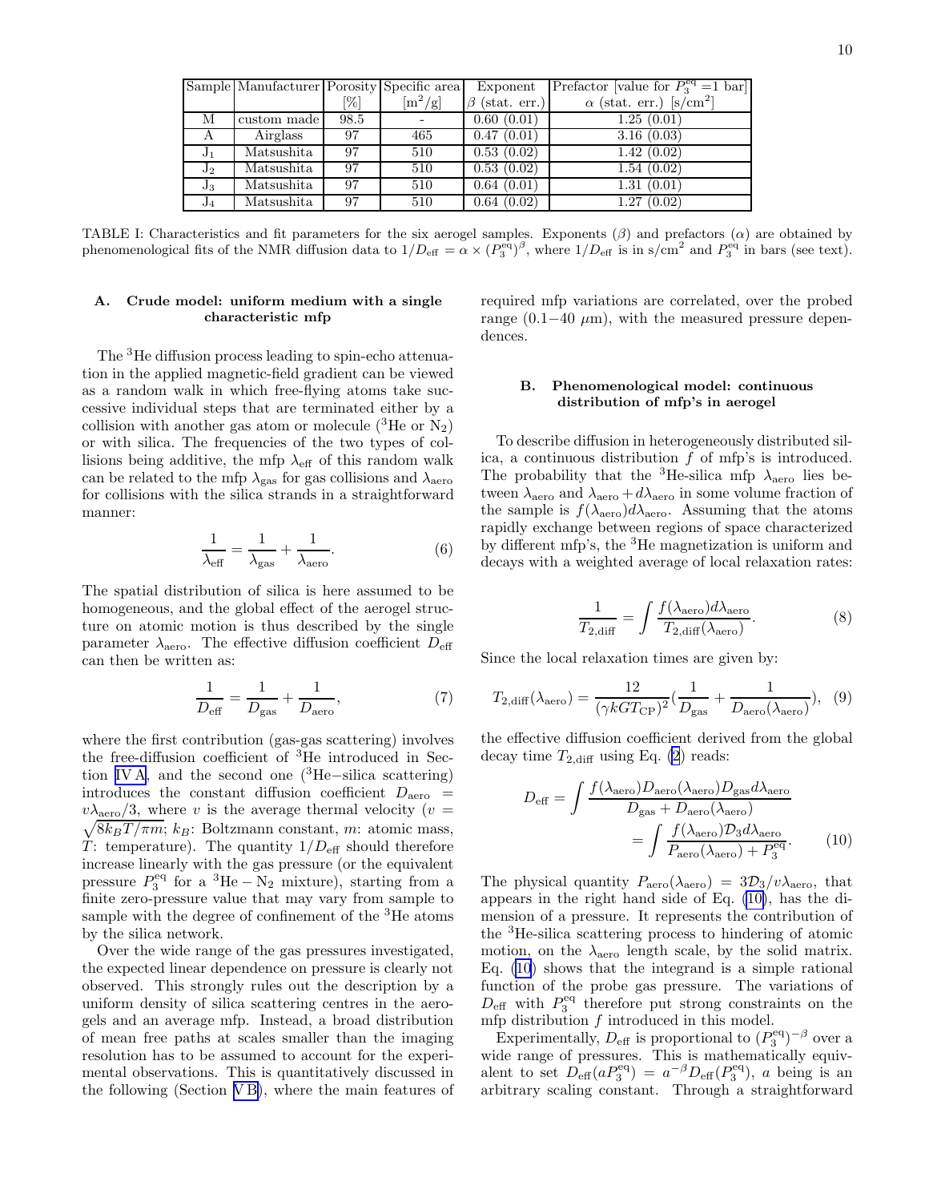| Sample | Manufacturer | Porosity | Specific area | Exponent | Prefactor [value for $P_3^{eq}$ =1 bar] |
|---|---|---|---|---|---|
| | | [%] | [m$^2$/g] | $\beta$ (stat. err.) | $\alpha$ (stat. err.) [s/cm$^2$] |
| M | custom made | 98.5 | - | 0.60 (0.01) | 1.25 (0.01) |
| A | Airglass | 97 | 465 | 0.47 (0.01) | 3.16 (0.03) |
| $J_1$ | Matsushita | 97 | 510 | 0.53 (0.02) | 1.42 (0.02) |
| $J_2$ | Matsushita | 97 | 510 | 0.53 (0.02) | 1.54 (0.02) |
| $J_3$ | Matsushita | 97 | 510 | 0.64 (0.01) | 1.31 (0.01) |
| $J_4$ | Matsushita | 97 | 510 | 0.64 (0.02) | 1.27 (0.02) |

TABLE I: Characteristics and fit parameters for the six aerogel samples. Exponents ($\beta$) and prefactors ($\alpha$) are obtained by phenomenological fits of the NMR diffusion data to $1/D_{\text{eff}} = \alpha \times (P_3^{\text{eq}})^\beta$, where $1/D_{\text{eff}}$ is in s/cm$^2$ and $P_3^{\text{eq}}$ in bars (see text).

### A. Crude model: uniform medium with a single characteristic mfp

The $^3$He diffusion process leading to spin-echo attenuation in the applied magnetic-field gradient can be viewed as a random walk in which free-flying atoms take successive individual steps that are terminated either by a collision with another gas atom or molecule ($^3$He or $N_2$) or with silica. The frequencies of the two types of collisions being additive, the mfp $\lambda_{\text{eff}}$ of this random walk can be related to the mfp $\lambda_{\text{gas}}$ for gas collisions and $\lambda_{\text{aero}}$ for collisions with the silica strands in a straightforward manner:

$$\frac{1}{\lambda_{\text{eff}}} = \frac{1}{\lambda_{\text{gas}}} + \frac{1}{\lambda_{\text{aero}}}. \quad (6)$$

The spatial distribution of silica is here assumed to be homogeneous, and the global effect of the aerogel structure on atomic motion is thus described by the single parameter $\lambda_{\text{aero}}$. The effective diffusion coefficient $D_{\text{eff}}$ can then be written as:

$$\frac{1}{D_{\text{eff}}} = \frac{1}{D_{\text{gas}}} + \frac{1}{D_{\text{aero}}}, \quad (7)$$

where the first contribution (gas-gas scattering) involves the free-diffusion coefficient of $^3$He introduced in Section IV A, and the second one ($^3$He−silica scattering) introduces the constant diffusion coefficient $D_{\text{aero}} = v\lambda_{\text{aero}}/3$, where $v$ is the average thermal velocity ($v = \sqrt{8k_BT/\pi m}$; $k_B$: Boltzmann constant, $m$: atomic mass, $T$: temperature). The quantity $1/D_{\text{eff}}$ should therefore increase linearly with the gas pressure (or the equivalent pressure $P_3^{\text{eq}}$ for a $^3$He − $N_2$ mixture), starting from a finite zero-pressure value that may vary from sample to sample with the degree of confinement of the $^3$He atoms by the silica network.

Over the wide range of the gas pressures investigated, the expected linear dependence on pressure is clearly not observed. This strongly rules out the description by a uniform density of silica scattering centres in the aerogels and an average mfp. Instead, a broad distribution of mean free paths at scales smaller than the imaging resolution has to be assumed to account for the experimental observations. This is quantitatively discussed in the following (Section V B), where the main features of required mfp variations are correlated, over the probed range (0.1−40 μm), with the measured pressure dependences.

### B. Phenomenological model: continuous distribution of mfp's in aerogel

To describe diffusion in heterogeneously distributed silica, a continuous distribution $f$ of mfp's is introduced. The probability that the $^3$He-silica mfp $\lambda_{\text{aero}}$ lies between $\lambda_{\text{aero}}$ and $\lambda_{\text{aero}} + d\lambda_{\text{aero}}$ in some volume fraction of the sample is $f(\lambda_{\text{aero}})d\lambda_{\text{aero}}$. Assuming that the atoms rapidly exchange between regions of space characterized by different mfp's, the $^3$He magnetization is uniform and decays with a weighted average of local relaxation rates:

$$\frac{1}{T_{2,\text{diff}}} = \int \frac{f(\lambda_{\text{aero}})d\lambda_{\text{aero}}}{T_{2,\text{diff}}(\lambda_{\text{aero}})}. \quad (8)$$

Since the local relaxation times are given by:

$$T_{2,\text{diff}}(\lambda_{\text{aero}}) = \frac{12}{(\gamma kGT_{\text{CP}})^2}\left(\frac{1}{D_{\text{gas}}} + \frac{1}{D_{\text{aero}}(\lambda_{\text{aero}})}\right), \quad (9)$$

the effective diffusion coefficient derived from the global decay time $T_{2,\text{diff}}$ using Eq. (2) reads:

$$D_{\text{eff}} = \int \frac{f(\lambda_{\text{aero}})D_{\text{aero}}(\lambda_{\text{aero}})D_{\text{gas}}d\lambda_{\text{aero}}}{D_{\text{gas}} + D_{\text{aero}}(\lambda_{\text{aero}})} = \int \frac{f(\lambda_{\text{aero}})\mathcal{D}_3 d\lambda_{\text{aero}}}{P_{\text{aero}}(\lambda_{\text{aero}}) + P_3^{\text{eq}}}. \quad (10)$$

The physical quantity $P_{\text{aero}}(\lambda_{\text{aero}}) = 3\mathcal{D}_3/v\lambda_{\text{aero}}$, that appears in the right hand side of Eq. (10), has the dimension of a pressure. It represents the contribution of the $^3$He-silica scattering process to hindering of atomic motion, on the $\lambda_{\text{aero}}$ length scale, by the solid matrix. Eq. (10) shows that the integrand is a simple rational function of the probe gas pressure. The variations of $D_{\text{eff}}$ with $P_3^{\text{eq}}$ therefore put strong constraints on the mfp distribution $f$ introduced in this model.

Experimentally, $D_{\text{eff}}$ is proportional to $(P_3^{\text{eq}})^{-\beta}$ over a wide range of pressures. This is mathematically equivalent to set $D_{\text{eff}}(aP_3^{\text{eq}}) = a^{-\beta}D_{\text{eff}}(P_3^{\text{eq}})$, $a$ being is an arbitrary scaling constant. Through a straightforward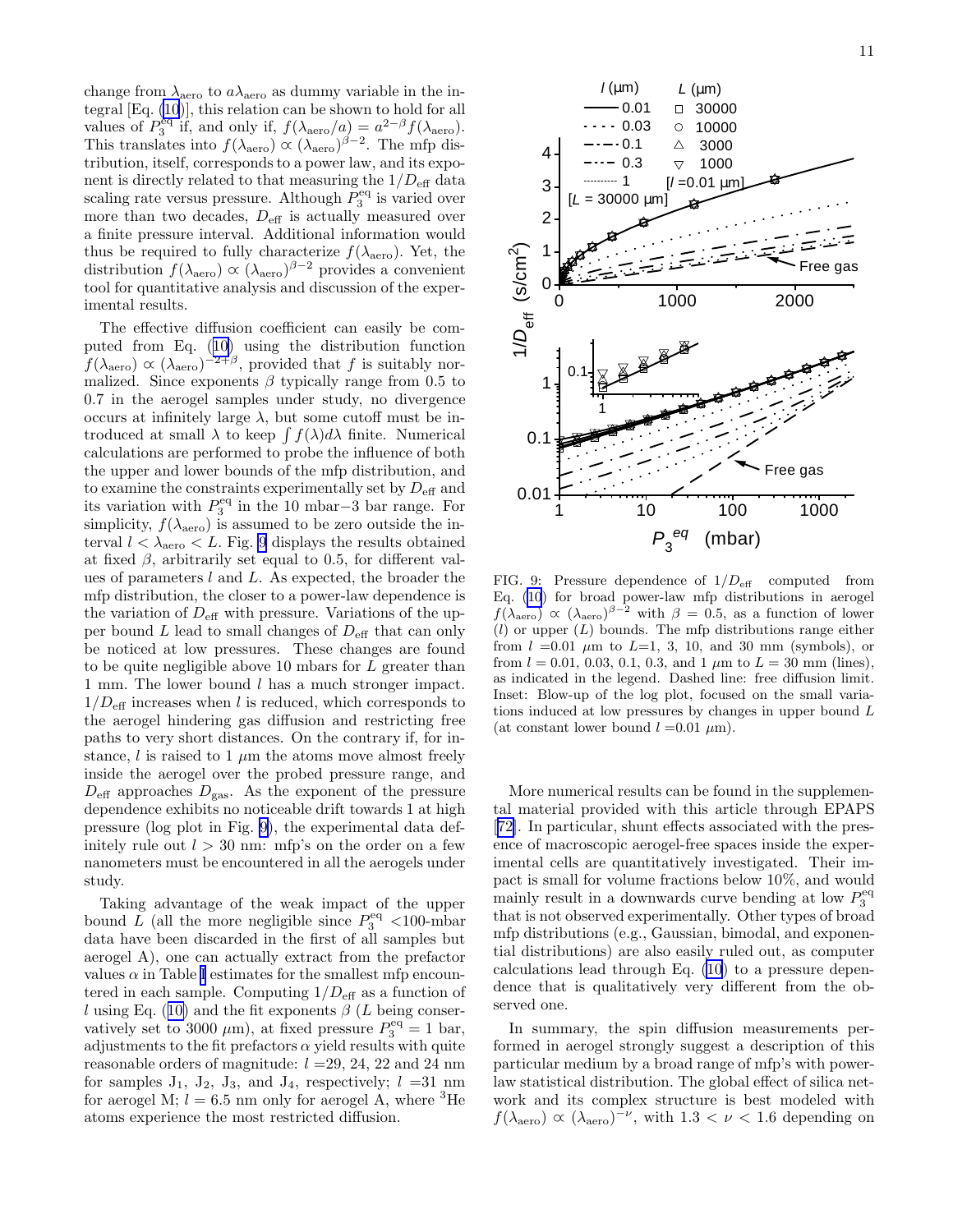change from $\lambda_{\rm aero}$ to $a\lambda_{\rm aero}$ as dummy variable in the integral [Eq. (10)], this relation can be shown to hold for all values of $P_3^{\rm eq}$ if, and only if, $f(\lambda_{\rm aero}/a) = a^{2-\beta} f(\lambda_{\rm aero})$. This translates into $f(\lambda_{\rm aero}) \propto (\lambda_{\rm aero})^{\beta-2}$. The mfp distribution, itself, corresponds to a power law, and its exponent is directly related to that measuring the $1/D_{\rm eff}$ data scaling rate versus pressure. Although $P_3^{\rm eq}$ is varied over more than two decades, $D_{\rm eff}$ is actually measured over a finite pressure interval. Additional information would thus be required to fully characterize $f(\lambda_{\rm aero})$. Yet, the distribution $f(\lambda_{\rm aero}) \propto (\lambda_{\rm aero})^{\beta-2}$ provides a convenient tool for quantitative analysis and discussion of the experimental results.

The effective diffusion coefficient can easily be computed from Eq. (10) using the distribution function $f(\lambda_{\rm aero}) \propto (\lambda_{\rm aero})^{-2+\beta}$, provided that $f$ is suitably normalized. Since exponents $\beta$ typically range from 0.5 to 0.7 in the aerogel samples under study, no divergence occurs at infinitely large $\lambda$, but some cutoff must be introduced at small $\lambda$ to keep $\int f(\lambda)d\lambda$ finite. Numerical calculations are performed to probe the influence of both the upper and lower bounds of the mfp distribution, and to examine the constraints experimentally set by $D_{\rm eff}$ and its variation with $P_3^{\rm eq}$ in the 10 mbar$-$3 bar range. For simplicity, $f(\lambda_{\rm aero})$ is assumed to be zero outside the interval $l < \lambda_{\rm aero} < L$. Fig. 9 displays the results obtained at fixed $\beta$, arbitrarily set equal to 0.5, for different values of parameters $l$ and $L$. As expected, the broader the mfp distribution, the closer to a power-law dependence is the variation of $D_{\rm eff}$ with pressure. Variations of the upper bound $L$ lead to small changes of $D_{\rm eff}$ that can only be noticed at low pressures. These changes are found to be quite negligible above 10 mbars for $L$ greater than 1 mm. The lower bound $l$ has a much stronger impact. $1/D_{\rm eff}$ increases when $l$ is reduced, which corresponds to the aerogel hindering gas diffusion and restricting free paths to very short distances. On the contrary if, for instance, $l$ is raised to 1 $\mu$m the atoms move almost freely inside the aerogel over the probed pressure range, and $D_{\rm eff}$ approaches $D_{\rm gas}$. As the exponent of the pressure dependence exhibits no noticeable drift towards 1 at high pressure (log plot in Fig. 9), the experimental data definitely rule out $l > 30$ nm: mfp's on the order on a few nanometers must be encountered in all the aerogels under study.

Taking advantage of the weak impact of the upper bound $L$ (all the more negligible since $P_3^{\rm eq}$ <100-mbar data have been discarded in the first of all samples but aerogel A), one can actually extract from the prefactor values $\alpha$ in Table I estimates for the smallest mfp encountered in each sample. Computing $1/D_{\rm eff}$ as a function of $l$ using Eq. (10) and the fit exponents $\beta$ ($L$ being conservatively set to 3000 $\mu$m), at fixed pressure $P_3^{\rm eq} = 1$ bar, adjustments to the fit prefactors $\alpha$ yield results with quite reasonable orders of magnitude: $l$ =29, 24, 22 and 24 nm for samples $J_1$, $J_2$, $J_3$, and $J_4$, respectively; $l$ =31 nm for aerogel M; $l$ = 6.5 nm only for aerogel A, where $^3$He atoms experience the most restricted diffusion.

FIG. 9: Pressure dependence of $1/D_{\rm eff}$ computed from Eq. (10) for broad power-law mfp distributions in aerogel $f(\lambda_{\rm aero}) \propto (\lambda_{\rm aero})^{\beta-2}$ with $\beta = 0.5$, as a function of lower ($l$) or upper ($L$) bounds. The mfp distributions range either from $l$ =0.01 $\mu$m to $L$=1, 3, 10, and 30 mm (symbols), or from $l$ = 0.01, 0.03, 0.1, 0.3, and 1 $\mu$m to $L$ = 30 mm (lines), as indicated in the legend. Dashed line: free diffusion limit. Inset: Blow-up of the log plot, focused on the small variations induced at low pressures by changes in upper bound $L$ (at constant lower bound $l$ =0.01 $\mu$m).

More numerical results can be found in the supplemental material provided with this article through EPAPS [72]. In particular, shunt effects associated with the presence of macroscopic aerogel-free spaces inside the experimental cells are quantitatively investigated. Their impact is small for volume fractions below 10%, and would mainly result in a downwards curve bending at low $P_3^{\rm eq}$ that is not observed experimentally. Other types of broad mfp distributions (e.g., Gaussian, bimodal, and exponential distributions) are also easily ruled out, as computer calculations lead through Eq. (10) to a pressure dependence that is qualitatively very different from the observed one.

In summary, the spin diffusion measurements performed in aerogel strongly suggest a description of this particular medium by a broad range of mfp's with power-law statistical distribution. The global effect of silica network and its complex structure is best modeled with $f(\lambda_{\rm aero}) \propto (\lambda_{\rm aero})^{-\nu}$, with $1.3 < \nu < 1.6$ depending on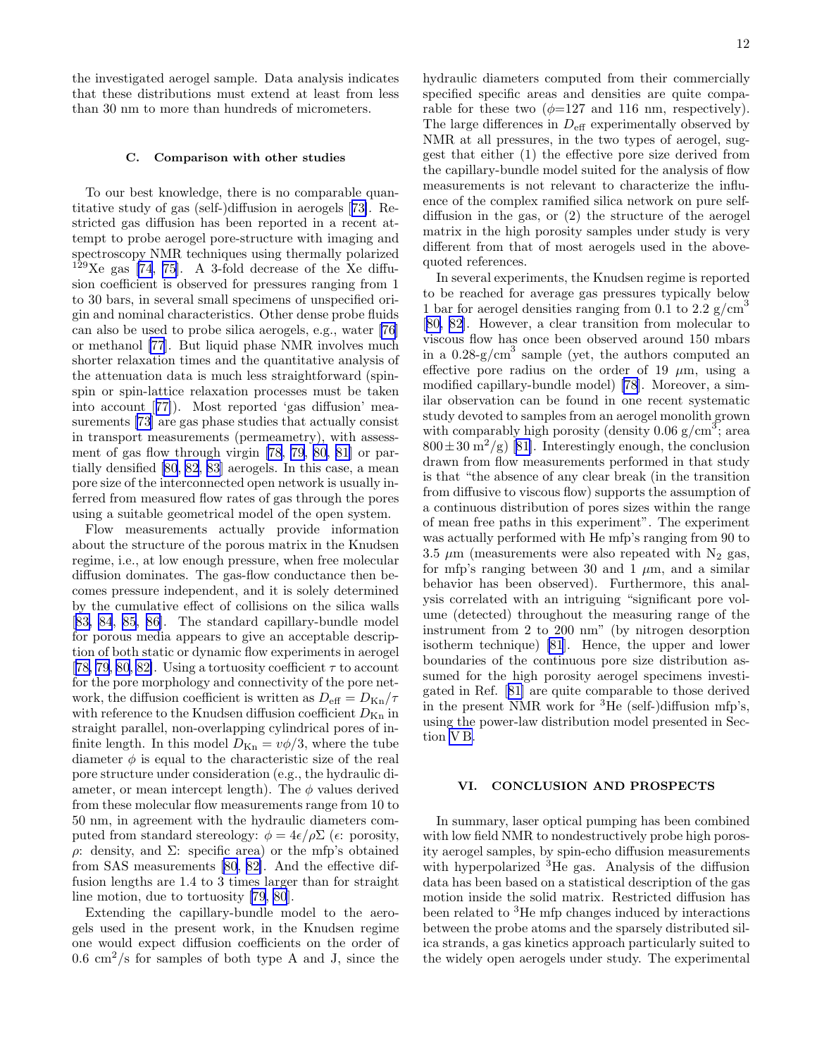the investigated aerogel sample. Data analysis indicates that these distributions must extend at least from less than 30 nm to more than hundreds of micrometers.

### C. Comparison with other studies

To our best knowledge, there is no comparable quantitative study of gas (self-)diffusion in aerogels [73]. Restricted gas diffusion has been reported in a recent attempt to probe aerogel pore-structure with imaging and spectroscopy NMR techniques using thermally polarized $^{129}$Xe gas [74, 75]. A 3-fold decrease of the Xe diffusion coefficient is observed for pressures ranging from 1 to 30 bars, in several small specimens of unspecified origin and nominal characteristics. Other dense probe fluids can also be used to probe silica aerogels, e.g., water [76] or methanol [77]. But liquid phase NMR involves much shorter relaxation times and the quantitative analysis of the attenuation data is much less straightforward (spin-spin or spin-lattice relaxation processes must be taken into account [77]). Most reported 'gas diffusion' measurements [73] are gas phase studies that actually consist in transport measurements (permeametry), with assessment of gas flow through virgin [78, 79, 80, 81] or partially densified [80, 82, 83] aerogels. In this case, a mean pore size of the interconnected open network is usually inferred from measured flow rates of gas through the pores using a suitable geometrical model of the open system.

Flow measurements actually provide information about the structure of the porous matrix in the Knudsen regime, i.e., at low enough pressure, when free molecular diffusion dominates. The gas-flow conductance then becomes pressure independent, and it is solely determined by the cumulative effect of collisions on the silica walls [83, 84, 85, 86]. The standard capillary-bundle model for porous media appears to give an acceptable description of both static or dynamic flow experiments in aerogel [78, 79, 80, 82]. Using a tortuosity coefficient $\tau$ to account for the pore morphology and connectivity of the pore network, the diffusion coefficient is written as $D_{\rm eff} = D_{\rm Kn}/\tau$ with reference to the Knudsen diffusion coefficient $D_{\rm Kn}$ in straight parallel, non-overlapping cylindrical pores of infinite length. In this model $D_{\rm Kn} = v\phi/3$, where the tube diameter $\phi$ is equal to the characteristic size of the real pore structure under consideration (e.g., the hydraulic diameter, or mean intercept length). The $\phi$ values derived from these molecular flow measurements range from 10 to 50 nm, in agreement with the hydraulic diameters computed from standard stereology: $\phi = 4\epsilon/\rho\Sigma$ ($\epsilon$: porosity, $\rho$: density, and $\Sigma$: specific area) or the mfp's obtained from SAS measurements [80, 82]. And the effective diffusion lengths are 1.4 to 3 times larger than for straight line motion, due to tortuosity [79, 80].

Extending the capillary-bundle model to the aerogels used in the present work, in the Knudsen regime one would expect diffusion coefficients on the order of 0.6 cm$^2$/s for samples of both type A and J, since the hydraulic diameters computed from their commercially specified specific areas and densities are quite comparable for these two ($\phi$=127 and 116 nm, respectively). The large differences in $D_{\rm eff}$ experimentally observed by NMR at all pressures, in the two types of aerogel, suggest that either (1) the effective pore size derived from the capillary-bundle model suited for the analysis of flow measurements is not relevant to characterize the influence of the complex ramified silica network on pure self-diffusion in the gas, or (2) the structure of the aerogel matrix in the high porosity samples under study is very different from that of most aerogels used in the above-quoted references.

In several experiments, the Knudsen regime is reported to be reached for average gas pressures typically below 1 bar for aerogel densities ranging from 0.1 to 2.2 g/cm$^3$ [80, 82]. However, a clear transition from molecular to viscous flow has once been observed around 150 mbars in a 0.28-g/cm$^3$ sample (yet, the authors computed an effective pore radius on the order of 19 $\mu$m, using a modified capillary-bundle model) [78]. Moreover, a similar observation can be found in one recent systematic study devoted to samples from an aerogel monolith grown with comparably high porosity (density 0.06 g/cm$^3$; area 800$\pm$30 m$^2$/g) [81]. Interestingly enough, the conclusion drawn from flow measurements performed in that study is that "the absence of any clear break (in the transition from diffusive to viscous flow) supports the assumption of a continuous distribution of pores sizes within the range of mean free paths in this experiment". The experiment was actually performed with He mfp's ranging from 90 to 3.5 $\mu$m (measurements were also repeated with $N_2$ gas, for mfp's ranging between 30 and 1 $\mu$m, and a similar behavior has been observed). Furthermore, this analysis correlated with an intriguing "significant pore volume (detected) throughout the measuring range of the instrument from 2 to 200 nm" (by nitrogen desorption isotherm technique) [81]. Hence, the upper and lower boundaries of the continuous pore size distribution assumed for the high porosity aerogel specimens investigated in Ref. [81] are quite comparable to those derived in the present NMR work for $^3$He (self-)diffusion mfp's, using the power-law distribution model presented in Section V B.

## VI. CONCLUSION AND PROSPECTS

In summary, laser optical pumping has been combined with low field NMR to nondestructively probe high porosity aerogel samples, by spin-echo diffusion measurements with hyperpolarized $^3$He gas. Analysis of the diffusion data has been based on a statistical description of the gas motion inside the solid matrix. Restricted diffusion has been related to $^3$He mfp changes induced by interactions between the probe atoms and the sparsely distributed silica strands, a gas kinetics approach particularly suited to the widely open aerogels under study. The experimental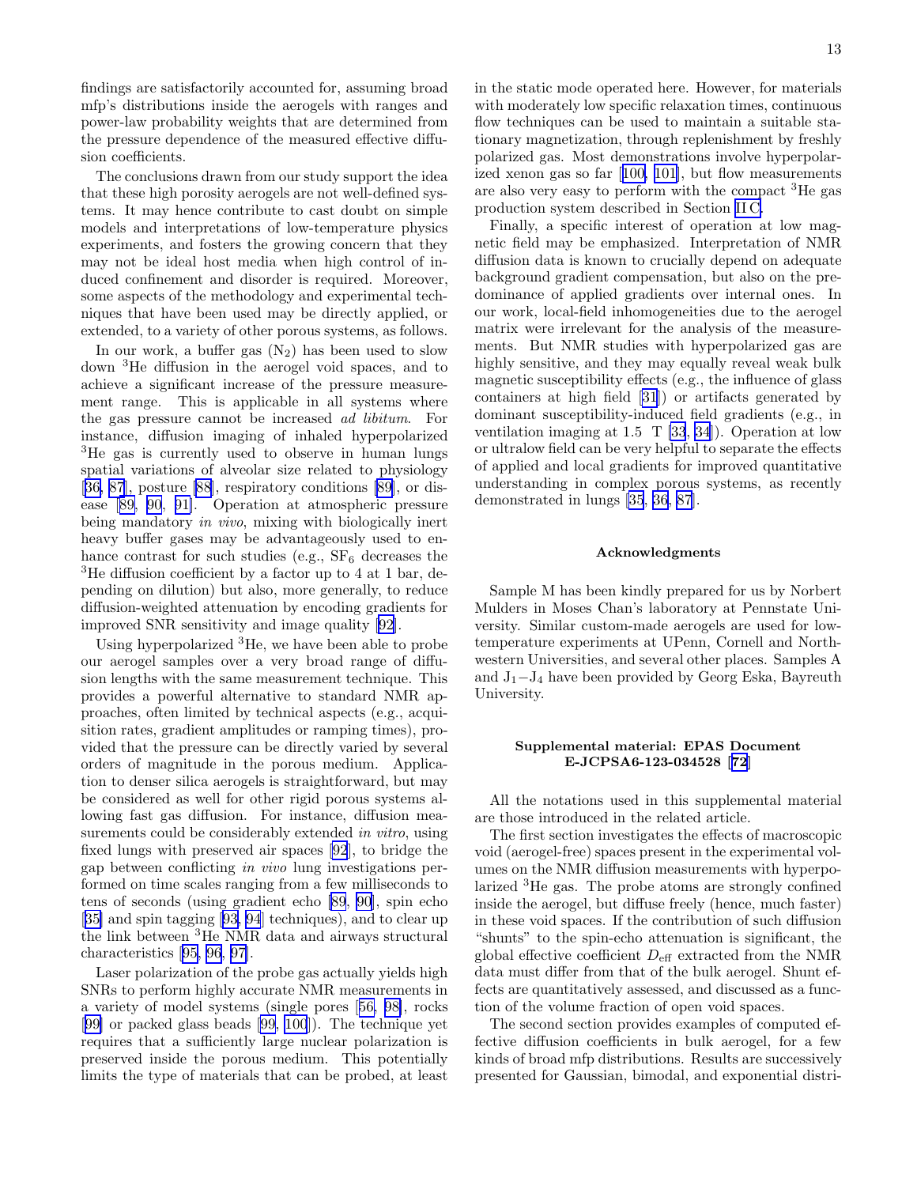findings are satisfactorily accounted for, assuming broad mfp's distributions inside the aerogels with ranges and power-law probability weights that are determined from the pressure dependence of the measured effective diffusion coefficients.

The conclusions drawn from our study support the idea that these high porosity aerogels are not well-defined systems. It may hence contribute to cast doubt on simple models and interpretations of low-temperature physics experiments, and fosters the growing concern that they may not be ideal host media when high control of induced confinement and disorder is required. Moreover, some aspects of the methodology and experimental techniques that have been used may be directly applied, or extended, to a variety of other porous systems, as follows.

In our work, a buffer gas ($N_2$) has been used to slow down $^3$He diffusion in the aerogel void spaces, and to achieve a significant increase of the pressure measurement range. This is applicable in all systems where the gas pressure cannot be increased *ad libitum*. For instance, diffusion imaging of inhaled hyperpolarized $^3$He gas is currently used to observe in human lungs spatial variations of alveolar size related to physiology [36, 87], posture [88], respiratory conditions [89], or disease [89, 90, 91]. Operation at atmospheric pressure being mandatory *in vivo*, mixing with biologically inert heavy buffer gases may be advantageously used to enhance contrast for such studies (e.g., $SF_6$ decreases the $^3$He diffusion coefficient by a factor up to 4 at 1 bar, depending on dilution) but also, more generally, to reduce diffusion-weighted attenuation by encoding gradients for improved SNR sensitivity and image quality [92].

Using hyperpolarized $^3$He, we have been able to probe our aerogel samples over a very broad range of diffusion lengths with the same measurement technique. This provides a powerful alternative to standard NMR approaches, often limited by technical aspects (e.g., acquisition rates, gradient amplitudes or ramping times), provided that the pressure can be directly varied by several orders of magnitude in the porous medium. Application to denser silica aerogels is straightforward, but may be considered as well for other rigid porous systems allowing fast gas diffusion. For instance, diffusion measurements could be considerably extended *in vitro*, using fixed lungs with preserved air spaces [92], to bridge the gap between conflicting *in vivo* lung investigations performed on time scales ranging from a few milliseconds to tens of seconds (using gradient echo [89, 90], spin echo [35] and spin tagging [93, 94] techniques), and to clear up the link between $^3$He NMR data and airways structural characteristics [95, 96, 97].

Laser polarization of the probe gas actually yields high SNRs to perform highly accurate NMR measurements in a variety of model systems (single pores [56, 98], rocks [99] or packed glass beads [99, 100]). The technique yet requires that a sufficiently large nuclear polarization is preserved inside the porous medium. This potentially limits the type of materials that can be probed, at least in the static mode operated here. However, for materials with moderately low specific relaxation times, continuous flow techniques can be used to maintain a suitable stationary magnetization, through replenishment by freshly polarized gas. Most demonstrations involve hyperpolarized xenon gas so far [100, 101], but flow measurements are also very easy to perform with the compact $^3$He gas production system described in Section II C.

Finally, a specific interest of operation at low magnetic field may be emphasized. Interpretation of NMR diffusion data is known to crucially depend on adequate background gradient compensation, but also on the predominance of applied gradients over internal ones. In our work, local-field inhomogeneities due to the aerogel matrix were irrelevant for the analysis of the measurements. But NMR studies with hyperpolarized gas are highly sensitive, and they may equally reveal weak bulk magnetic susceptibility effects (e.g., the influence of glass containers at high field [31]) or artifacts generated by dominant susceptibility-induced field gradients (e.g., in ventilation imaging at 1.5 T [33, 34]). Operation at low or ultralow field can be very helpful to separate the effects of applied and local gradients for improved quantitative understanding in complex porous systems, as recently demonstrated in lungs [35, 36, 87].

### Acknowledgments

Sample M has been kindly prepared for us by Norbert Mulders in Moses Chan's laboratory at Pennstate University. Similar custom-made aerogels are used for low-temperature experiments at UPenn, Cornell and Northwestern Universities, and several other places. Samples A and $J_1-J_4$ have been provided by Georg Eska, Bayreuth University.

### Supplemental material: EPAS Document E-JCPSA6-123-034528 [72]

All the notations used in this supplemental material are those introduced in the related article.

The first section investigates the effects of macroscopic void (aerogel-free) spaces present in the experimental volumes on the NMR diffusion measurements with hyperpolarized $^3$He gas. The probe atoms are strongly confined inside the aerogel, but diffuse freely (hence, much faster) in these void spaces. If the contribution of such diffusion "shunts" to the spin-echo attenuation is significant, the global effective coefficient $D_{\text{eff}}$ extracted from the NMR data must differ from that of the bulk aerogel. Shunt effects are quantitatively assessed, and discussed as a function of the volume fraction of open void spaces.

The second section provides examples of computed effective diffusion coefficients in bulk aerogel, for a few kinds of broad mfp distributions. Results are successively presented for Gaussian, bimodal, and exponential distri-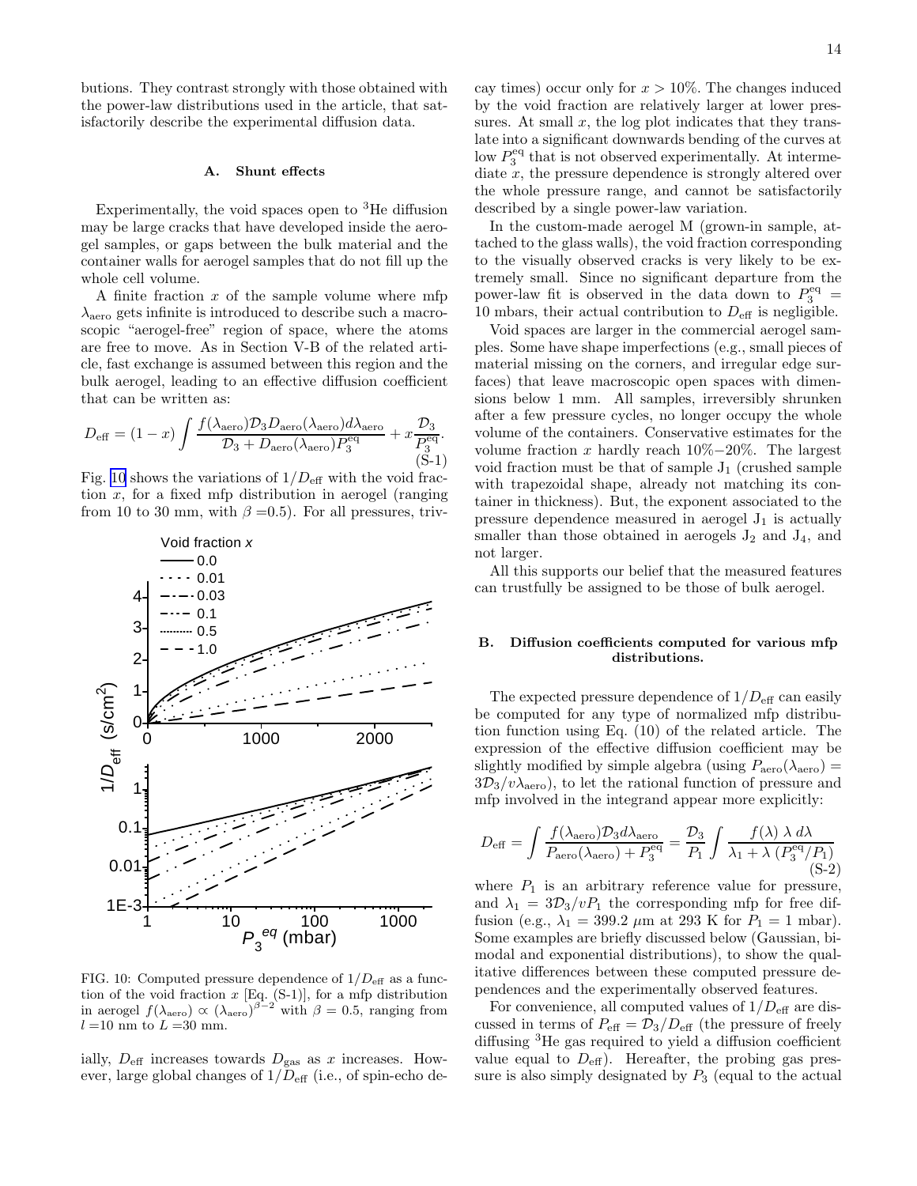butions. They contrast strongly with those obtained with the power-law distributions used in the article, that satisfactorily describe the experimental diffusion data.

### A. Shunt effects

Experimentally, the void spaces open to $^3$He diffusion may be large cracks that have developed inside the aerogel samples, or gaps between the bulk material and the container walls for aerogel samples that do not fill up the whole cell volume.

A finite fraction $x$ of the sample volume where mfp $\lambda_{\rm aero}$ gets infinite is introduced to describe such a macroscopic "aerogel-free" region of space, where the atoms are free to move. As in Section V-B of the related article, fast exchange is assumed between this region and the bulk aerogel, leading to an effective diffusion coefficient that can be written as:

$$D_{\rm eff} = (1-x)\int \frac{f(\lambda_{\rm aero})\mathcal{D}_3 D_{\rm aero}(\lambda_{\rm aero})d\lambda_{\rm aero}}{\mathcal{D}_3 + D_{\rm aero}(\lambda_{\rm aero})P_3^{\rm eq}} + x\frac{\mathcal{D}_3}{P_3^{\rm eq}}. \quad \text{(S-1)}$$

Fig. 10 shows the variations of $1/D_{\rm eff}$ with the void fraction $x$, for a fixed mfp distribution in aerogel (ranging from 10 to 30 mm, with $\beta$ =0.5). For all pressures, trivially, $D_{\rm eff}$ increases towards $D_{\rm gas}$ as $x$ increases. However, large global changes of $1/D_{\rm eff}$ (i.e., of spin-echo decay times) occur only for $x > 10\%$. The changes induced by the void fraction are relatively larger at lower pressures. At small $x$, the log plot indicates that they translate into a significant downwards bending of the curves at low $P_3^{\rm eq}$ that is not observed experimentally. At intermediate $x$, the pressure dependence is strongly altered over the whole pressure range, and cannot be satisfactorily described by a single power-law variation.

FIG. 10: Computed pressure dependence of $1/D_{\rm eff}$ as a function of the void fraction $x$ [Eq. (S-1)], for a mfp distribution in aerogel $f(\lambda_{\rm aero}) \propto (\lambda_{\rm aero})^{\beta-2}$ with $\beta = 0.5$, ranging from $l$ =10 nm to $L$ =30 mm.

In the custom-made aerogel M (grown-in sample, attached to the glass walls), the void fraction corresponding to the visually observed cracks is very likely to be extremely small. Since no significant departure from the power-law fit is observed in the data down to $P_3^{\rm eq}$ = 10 mbars, their actual contribution to $D_{\rm eff}$ is negligible.

Void spaces are larger in the commercial aerogel samples. Some have shape imperfections (e.g., small pieces of material missing on the corners, and irregular edge surfaces) that leave macroscopic open spaces with dimensions below 1 mm. All samples, irreversibly shrunken after a few pressure cycles, no longer occupy the whole volume of the containers. Conservative estimates for the volume fraction $x$ hardly reach 10%−20%. The largest void fraction must be that of sample $J_1$ (crushed sample with trapezoidal shape, already not matching its container in thickness). But, the exponent associated to the pressure dependence measured in aerogel $J_1$ is actually smaller than those obtained in aerogels $J_2$ and $J_4$, and not larger.

All this supports our belief that the measured features can trustfully be assigned to be those of bulk aerogel.

### B. Diffusion coefficients computed for various mfp distributions.

The expected pressure dependence of $1/D_{\rm eff}$ can easily be computed for any type of normalized mfp distribution function using Eq. (10) of the related article. The expression of the effective diffusion coefficient may be slightly modified by simple algebra (using $P_{\rm aero}(\lambda_{\rm aero}) = 3\mathcal{D}_3/v\lambda_{\rm aero}$), to let the rational function of pressure and mfp involved in the integrand appear more explicitly:

$$D_{\rm eff} = \int \frac{f(\lambda_{\rm aero})\mathcal{D}_3 d\lambda_{\rm aero}}{P_{\rm aero}(\lambda_{\rm aero}) + P_3^{\rm eq}} = \frac{\mathcal{D}_3}{P_1}\int \frac{f(\lambda)\,\lambda\, d\lambda}{\lambda_1 + \lambda\,(P_3^{\rm eq}/P_1)} \quad \text{(S-2)}$$

where $P_1$ is an arbitrary reference value for pressure, and $\lambda_1 = 3\mathcal{D}_3/vP_1$ the corresponding mfp for free diffusion (e.g., $\lambda_1$ = 399.2 $\mu$m at 293 K for $P_1$ = 1 mbar). Some examples are briefly discussed below (Gaussian, bimodal and exponential distributions), to show the qualitative differences between these computed pressure dependences and the experimentally observed features.

For convenience, all computed values of $1/D_{\rm eff}$ are discussed in terms of $P_{\rm eff} = \mathcal{D}_3/D_{\rm eff}$ (the pressure of freely diffusing $^3$He gas required to yield a diffusion coefficient value equal to $D_{\rm eff}$). Hereafter, the probing gas pressure is also simply designated by $P_3$ (equal to the actual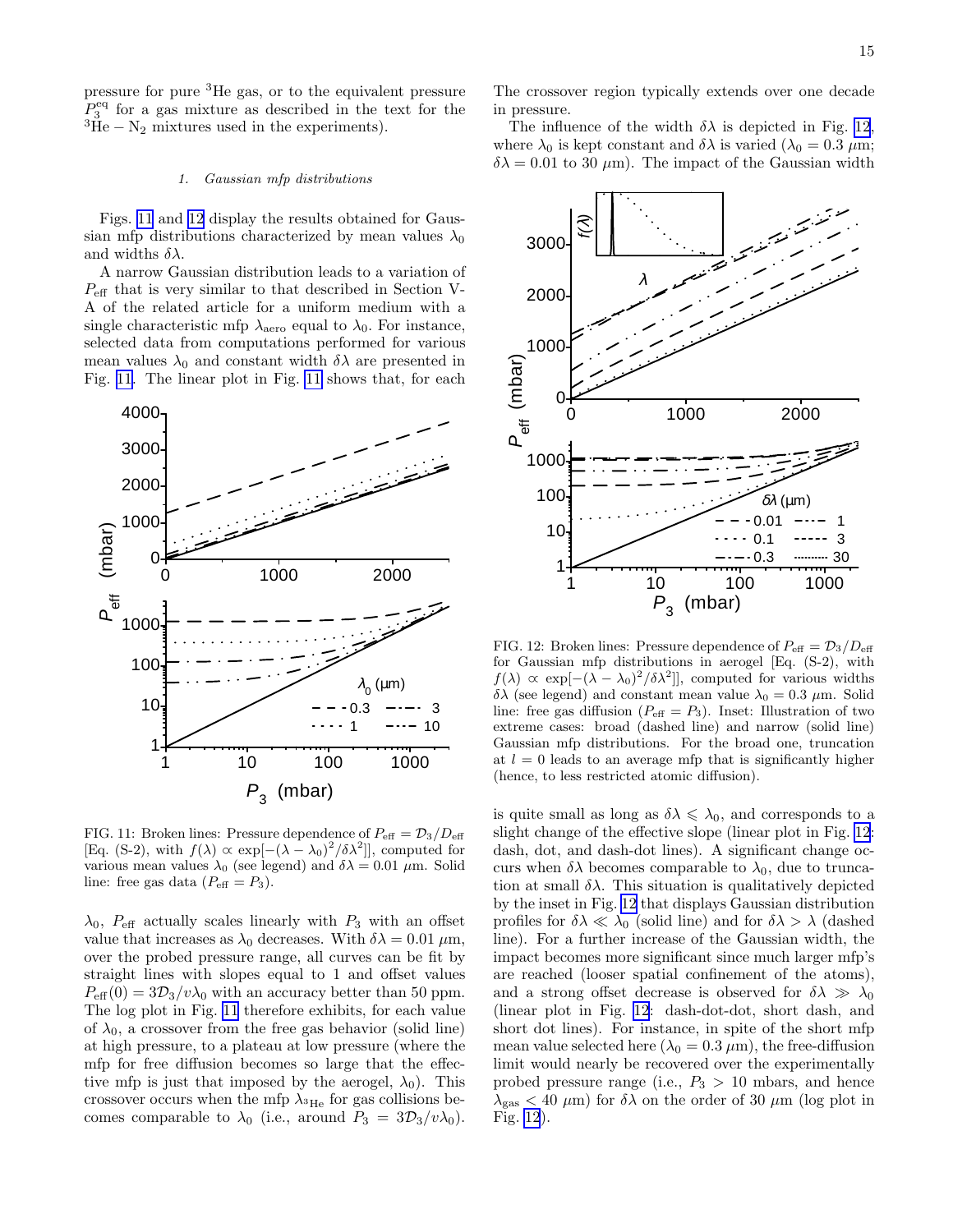pressure for pure $^3$He gas, or to the equivalent pressure $P_3^{\mathrm{eq}}$ for a gas mixture as described in the text for the $^3\mathrm{He}-\mathrm{N}_2$ mixtures used in the experiments).

#### *1. Gaussian mfp distributions*

Figs. 11 and 12 display the results obtained for Gaussian mfp distributions characterized by mean values $\lambda_0$ and widths $\delta\lambda$.

A narrow Gaussian distribution leads to a variation of $P_{\mathrm{eff}}$ that is very similar to that described in Section V-A of the related article for a uniform medium with a single characteristic mfp $\lambda_{\mathrm{aero}}$ equal to $\lambda_0$. For instance, selected data from computations performed for various mean values $\lambda_0$ and constant width $\delta\lambda$ are presented in Fig. 11. The linear plot in Fig. 11 shows that, for each $\lambda_0$, $P_{\mathrm{eff}}$ actually scales linearly with $P_3$ with an offset value that increases as $\lambda_0$ decreases. With $\delta\lambda = 0.01$ $\mu$m, over the probed pressure range, all curves can be fit by straight lines with slopes equal to 1 and offset values $P_{\mathrm{eff}}(0) = 3\mathcal{D}_3/v\lambda_0$ with an accuracy better than 50 ppm. The log plot in Fig. 11 therefore exhibits, for each value of $\lambda_0$, a crossover from the free gas behavior (solid line) at high pressure, to a plateau at low pressure (where the mfp for free diffusion becomes so large that the effective mfp is just that imposed by the aerogel, $\lambda_0$). This crossover occurs when the mfp $\lambda_{^3\mathrm{He}}$ for gas collisions becomes comparable to $\lambda_0$ (i.e., around $P_3 = 3\mathcal{D}_3/v\lambda_0$). The crossover region typically extends over one decade in pressure.

FIG. 11: Broken lines: Pressure dependence of $P_{\mathrm{eff}} = \mathcal{D}_3/D_{\mathrm{eff}}$ [Eq. (S-2), with $f(\lambda) \propto \exp[-(\lambda-\lambda_0)^2/\delta\lambda^2]$], computed for various mean values $\lambda_0$ (see legend) and $\delta\lambda = 0.01$ $\mu$m. Solid line: free gas data ($P_{\mathrm{eff}} = P_3$).

The influence of the width $\delta\lambda$ is depicted in Fig. 12, where $\lambda_0$ is kept constant and $\delta\lambda$ is varied ($\lambda_0 = 0.3$ $\mu$m; $\delta\lambda = 0.01$ to 30 $\mu$m). The impact of the Gaussian width is quite small as long as $\delta\lambda \leqslant \lambda_0$, and corresponds to a slight change of the effective slope (linear plot in Fig. 12: dash, dot, and dash-dot lines). A significant change occurs when $\delta\lambda$ becomes comparable to $\lambda_0$, due to truncation at small $\delta\lambda$. This situation is qualitatively depicted by the inset in Fig. 12 that displays Gaussian distribution profiles for $\delta\lambda \ll \lambda_0$ (solid line) and for $\delta\lambda > \lambda$ (dashed line). For a further increase of the Gaussian width, the impact becomes more significant since much larger mfp's are reached (looser spatial confinement of the atoms), and a strong offset decrease is observed for $\delta\lambda \gg \lambda_0$ (linear plot in Fig. 12: dash-dot-dot, short dash, and short dot lines). For instance, in spite of the short mfp mean value selected here ($\lambda_0 = 0.3$ $\mu$m), the free-diffusion limit would nearly be recovered over the experimentally probed pressure range (i.e., $P_3 > 10$ mbars, and hence $\lambda_{\mathrm{gas}} < 40$ $\mu$m) for $\delta\lambda$ on the order of 30 $\mu$m (log plot in Fig. 12).

FIG. 12: Broken lines: Pressure dependence of $P_{\mathrm{eff}} = \mathcal{D}_3/D_{\mathrm{eff}}$ for Gaussian mfp distributions in aerogel [Eq. (S-2), with $f(\lambda) \propto \exp[-(\lambda-\lambda_0)^2/\delta\lambda^2]$], computed for various widths $\delta\lambda$ (see legend) and constant mean value $\lambda_0 = 0.3$ $\mu$m. Solid line: free gas diffusion ($P_{\mathrm{eff}} = P_3$). Inset: Illustration of two extreme cases: broad (dashed line) and narrow (solid line) Gaussian mfp distributions. For the broad one, truncation at $l = 0$ leads to an average mfp that is significantly higher (hence, to less restricted atomic diffusion).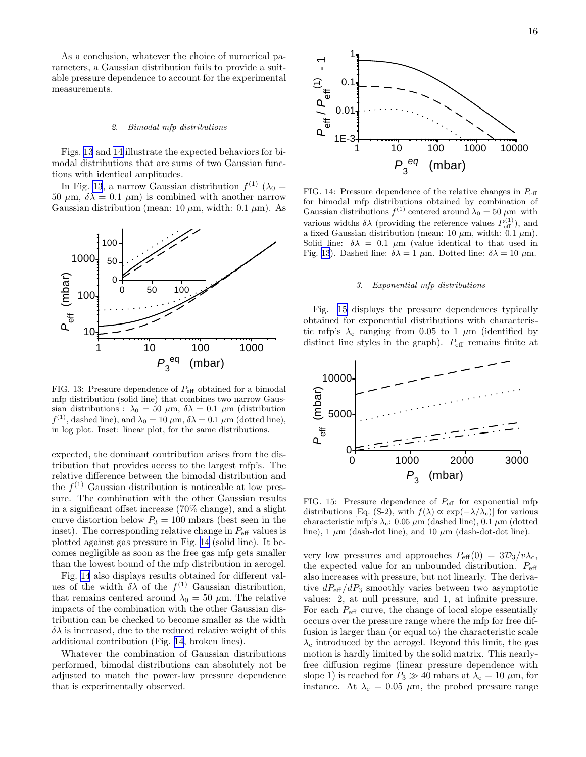As a conclusion, whatever the choice of numerical parameters, a Gaussian distribution fails to provide a suitable pressure dependence to account for the experimental measurements.

### 2. Bimodal mfp distributions

Figs. 13 and 14 illustrate the expected behaviors for bimodal distributions that are sums of two Gaussian functions with identical amplitudes.

In Fig. 13, a narrow Gaussian distribution $f^{(1)}$ ($\lambda_0 = 50$ $\mu$m, $\delta\lambda = 0.1$ $\mu$m) is combined with another narrow Gaussian distribution (mean: 10 $\mu$m, width: 0.1 $\mu$m). As expected, the dominant contribution arises from the distribution that provides access to the largest mfp's. The relative difference between the bimodal distribution and the $f^{(1)}$ Gaussian distribution is noticeable at low pressure. The combination with the other Gaussian results in a significant offset increase (70% change), and a slight curve distortion below $P_3 = 100$ mbars (best seen in the inset). The corresponding relative change in $P_{\rm eff}$ values is plotted against gas pressure in Fig. 14 (solid line). It becomes negligible as soon as the free gas mfp gets smaller than the lowest bound of the mfp distribution in aerogel.

FIG. 13: Pressure dependence of $P_{\rm eff}$ obtained for a bimodal mfp distribution (solid line) that combines two narrow Gaussian distributions : $\lambda_0 = 50$ $\mu$m, $\delta\lambda = 0.1$ $\mu$m (distribution $f^{(1)}$, dashed line), and $\lambda_0 = 10$ $\mu$m, $\delta\lambda = 0.1$ $\mu$m (dotted line), in log plot. Inset: linear plot, for the same distributions.

Fig. 14 also displays results obtained for different values of the width $\delta\lambda$ of the $f^{(1)}$ Gaussian distribution, that remains centered around $\lambda_0 = 50$ $\mu$m. The relative impacts of the combination with the other Gaussian distribution can be checked to become smaller as the width $\delta\lambda$ is increased, due to the reduced relative weight of this additional contribution (Fig. 14, broken lines).

Whatever the combination of Gaussian distributions performed, bimodal distributions can absolutely not be adjusted to match the power-law pressure dependence that is experimentally observed.

FIG. 14: Pressure dependence of the relative changes in $P_{\rm eff}$ for bimodal mfp distributions obtained by combination of Gaussian distributions $f^{(1)}$ centered around $\lambda_0 = 50$ $\mu$m with various widths $\delta\lambda$ (providing the reference values $P_{\rm eff}^{(1)}$), and a fixed Gaussian distribution (mean: 10 $\mu$m, width: 0.1 $\mu$m). Solid line: $\delta\lambda = 0.1$ $\mu$m (value identical to that used in Fig. 13). Dashed line: $\delta\lambda = 1$ $\mu$m. Dotted line: $\delta\lambda = 10$ $\mu$m.

### 3. Exponential mfp distributions

Fig. 15 displays the pressure dependences typically obtained for exponential distributions with characteristic mfp's $\lambda_c$ ranging from 0.05 to 1 $\mu$m (identified by distinct line styles in the graph). $P_{\rm eff}$ remains finite at very low pressures and approaches $P_{\rm eff}(0) = 3\mathcal{D}_3/v\lambda_c$, the expected value for an unbounded distribution. $P_{\rm eff}$ also increases with pressure, but not linearly. The derivative $dP_{\rm eff}/dP_3$ smoothly varies between two asymptotic values: 2, at null pressure, and 1, at infinite pressure. For each $P_{\rm eff}$ curve, the change of local slope essentially occurs over the pressure range where the mfp for free diffusion is larger than (or equal to) the characteristic scale $\lambda_c$ introduced by the aerogel. Beyond this limit, the gas motion is hardly limited by the solid matrix. This nearly-free diffusion regime (linear pressure dependence with slope 1) is reached for $P_3 \gg 40$ mbars at $\lambda_c = 10$ $\mu$m, for instance. At $\lambda_c = 0.05$ $\mu$m, the probed pressure range

FIG. 15: Pressure dependence of $P_{\rm eff}$ for exponential mfp distributions [Eq. (S-2), with $f(\lambda) \propto \exp(-\lambda/\lambda_c)$] for various characteristic mfp's $\lambda_c$: 0.05 $\mu$m (dashed line), 0.1 $\mu$m (dotted line), 1 $\mu$m (dash-dot line), and 10 $\mu$m (dash-dot-dot line).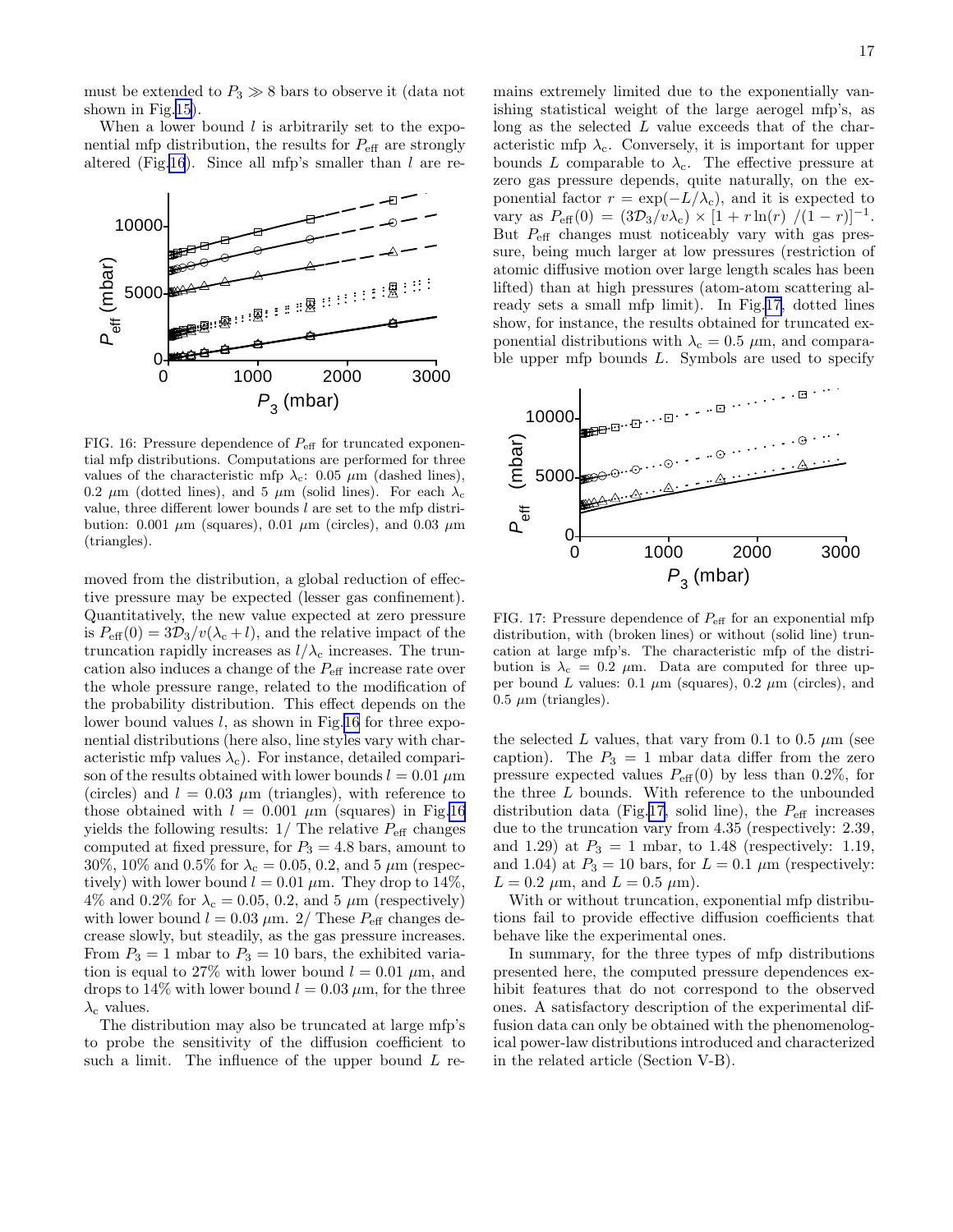must be extended to $P_3 \gg 8$ bars to observe it (data not shown in Fig.15).

When a lower bound $l$ is arbitrarily set to the exponential mfp distribution, the results for $P_{\rm eff}$ are strongly altered (Fig.16). Since all mfp's smaller than $l$ are removed from the distribution, a global reduction of effective pressure may be expected (lesser gas confinement). Quantitatively, the new value expected at zero pressure is $P_{\rm eff}(0) = 3\mathcal{D}_3/v(\lambda_{\rm c} + l)$, and the relative impact of the truncation rapidly increases as $l/\lambda_{\rm c}$ increases. The truncation also induces a change of the $P_{\rm eff}$ increase rate over the whole pressure range, related to the modification of the probability distribution. This effect depends on the lower bound values $l$, as shown in Fig.16 for three exponential distributions (here also, line styles vary with characteristic mfp values $\lambda_{\rm c}$). For instance, detailed comparison of the results obtained with lower bounds $l = 0.01$ $\mu$m (circles) and $l = 0.03$ $\mu$m (triangles), with reference to those obtained with $l = 0.001$ $\mu$m (squares) in Fig.16 yields the following results: 1/ The relative $P_{\rm eff}$ changes computed at fixed pressure, for $P_3 = 4.8$ bars, amount to 30%, 10% and 0.5% for $\lambda_{\rm c} = 0.05$, 0.2, and 5 $\mu$m (respectively) with lower bound $l = 0.01$ $\mu$m. They drop to 14%, 4% and 0.2% for $\lambda_{\rm c} = 0.05$, 0.2, and 5 $\mu$m (respectively) with lower bound $l = 0.03$ $\mu$m. 2/ These $P_{\rm eff}$ changes decrease slowly, but steadily, as the gas pressure increases. From $P_3 = 1$ mbar to $P_3 = 10$ bars, the exhibited variation is equal to 27% with lower bound $l = 0.01$ $\mu$m, and drops to 14% with lower bound $l = 0.03$ $\mu$m, for the three $\lambda_{\rm c}$ values.

FIG. 16: Pressure dependence of $P_{\rm eff}$ for truncated exponential mfp distributions. Computations are performed for three values of the characteristic mfp $\lambda_{\rm c}$: 0.05 $\mu$m (dashed lines), 0.2 $\mu$m (dotted lines), and 5 $\mu$m (solid lines). For each $\lambda_{\rm c}$ value, three different lower bounds $l$ are set to the mfp distribution: 0.001 $\mu$m (squares), 0.01 $\mu$m (circles), and 0.03 $\mu$m (triangles).

The distribution may also be truncated at large mfp's to probe the sensitivity of the diffusion coefficient to such a limit. The influence of the upper bound $L$ remains extremely limited due to the exponentially vanishing statistical weight of the large aerogel mfp's, as long as the selected $L$ value exceeds that of the characteristic mfp $\lambda_{\rm c}$. Conversely, it is important for upper bounds $L$ comparable to $\lambda_{\rm c}$. The effective pressure at zero gas pressure depends, quite naturally, on the exponential factor $r = \exp(-L/\lambda_{\rm c})$, and it is expected to vary as $P_{\rm eff}(0) = (3\mathcal{D}_3/v\lambda_{\rm c}) \times [1 + r\ln(r)\ /(1-r)]^{-1}$. But $P_{\rm eff}$ changes must noticeably vary with gas pressure, being much larger at low pressures (restriction of atomic diffusive motion over large length scales has been lifted) than at high pressures (atom-atom scattering already sets a small mfp limit). In Fig.17, dotted lines show, for instance, the results obtained for truncated exponential distributions with $\lambda_{\rm c} = 0.5$ $\mu$m, and comparable upper mfp bounds $L$. Symbols are used to specify the selected $L$ values, that vary from 0.1 to 0.5 $\mu$m (see caption). The $P_3 = 1$ mbar data differ from the zero pressure expected values $P_{\rm eff}(0)$ by less than 0.2%, for the three $L$ bounds. With reference to the unbounded distribution data (Fig.17, solid line), the $P_{\rm eff}$ increases due to the truncation vary from 4.35 (respectively: 2.39, and 1.29) at $P_3 = 1$ mbar, to 1.48 (respectively: 1.19, and 1.04) at $P_3 = 10$ bars, for $L = 0.1$ $\mu$m (respectively: $L = 0.2$ $\mu$m, and $L = 0.5$ $\mu$m).

FIG. 17: Pressure dependence of $P_{\rm eff}$ for an exponential mfp distribution, with (broken lines) or without (solid line) truncation at large mfp's. The characteristic mfp of the distribution is $\lambda_{\rm c} = 0.2$ $\mu$m. Data are computed for three upper bound $L$ values: 0.1 $\mu$m (squares), 0.2 $\mu$m (circles), and 0.5 $\mu$m (triangles).

With or without truncation, exponential mfp distributions fail to provide effective diffusion coefficients that behave like the experimental ones.

In summary, for the three types of mfp distributions presented here, the computed pressure dependences exhibit features that do not correspond to the observed ones. A satisfactory description of the experimental diffusion data can only be obtained with the phenomenological power-law distributions introduced and characterized in the related article (Section V-B).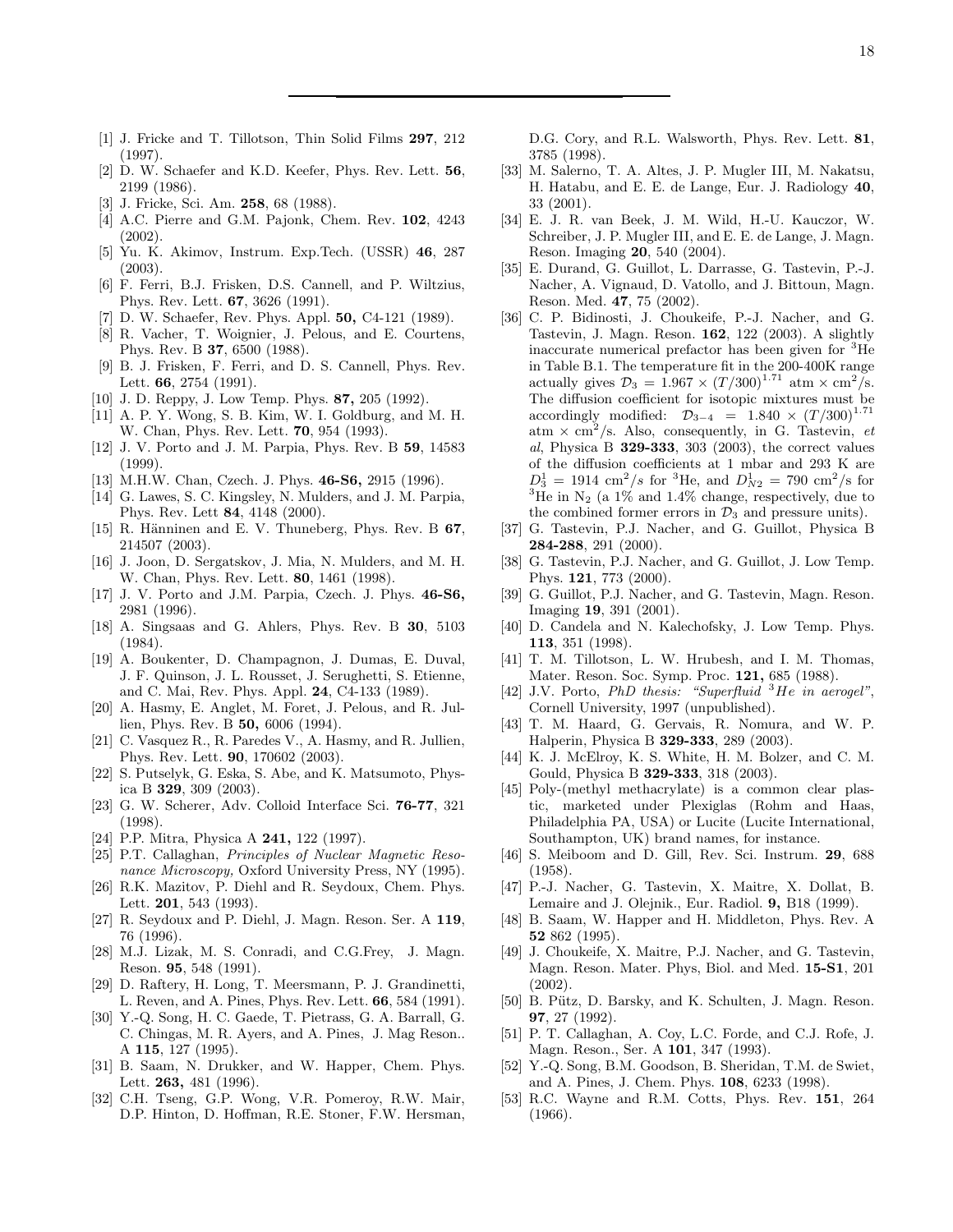[1] J. Fricke and T. Tillotson, Thin Solid Films **297**, 212 (1997).

[2] D. W. Schaefer and K.D. Keefer, Phys. Rev. Lett. **56**, 2199 (1986).

[3] J. Fricke, Sci. Am. **258**, 68 (1988).

[4] A.C. Pierre and G.M. Pajonk, Chem. Rev. **102**, 4243 (2002).

[5] Yu. K. Akimov, Instrum. Exp.Tech. (USSR) **46**, 287 (2003).

[6] F. Ferri, B.J. Frisken, D.S. Cannell, and P. Wiltzius, Phys. Rev. Lett. **67**, 3626 (1991).

[7] D. W. Schaefer, Rev. Phys. Appl. **50,** C4-121 (1989).

[8] R. Vacher, T. Woignier, J. Pelous, and E. Courtens, Phys. Rev. B **37**, 6500 (1988).

[9] B. J. Frisken, F. Ferri, and D. S. Cannell, Phys. Rev. Lett. **66**, 2754 (1991).

[10] J. D. Reppy, J. Low Temp. Phys. **87,** 205 (1992).

[11] A. P. Y. Wong, S. B. Kim, W. I. Goldburg, and M. H. W. Chan, Phys. Rev. Lett. **70**, 954 (1993).

[12] J. V. Porto and J. M. Parpia, Phys. Rev. B **59**, 14583 (1999).

[13] M.H.W. Chan, Czech. J. Phys. **46-S6,** 2915 (1996).

[14] G. Lawes, S. C. Kingsley, N. Mulders, and J. M. Parpia, Phys. Rev. Lett **84**, 4148 (2000).

[15] R. Hänninen and E. V. Thuneberg, Phys. Rev. B **67**, 214507 (2003).

[16] J. Joon, D. Sergatskov, J. Mia, N. Mulders, and M. H. W. Chan, Phys. Rev. Lett. **80**, 1461 (1998).

[17] J. V. Porto and J.M. Parpia, Czech. J. Phys. **46-S6,** 2981 (1996).

[18] A. Singsaas and G. Ahlers, Phys. Rev. B **30**, 5103 (1984).

[19] A. Boukenter, D. Champagnon, J. Dumas, E. Duval, J. F. Quinson, J. L. Rousset, J. Serughetti, S. Etienne, and C. Mai, Rev. Phys. Appl. **24**, C4-133 (1989).

[20] A. Hasmy, E. Anglet, M. Foret, J. Pelous, and R. Jullien, Phys. Rev. B **50,** 6006 (1994).

[21] C. Vasquez R., R. Paredes V., A. Hasmy, and R. Jullien, Phys. Rev. Lett. **90**, 170602 (2003).

[22] S. Putselyk, G. Eska, S. Abe, and K. Matsumoto, Physica B **329**, 309 (2003).

[23] G. W. Scherer, Adv. Colloid Interface Sci. **76-77**, 321 (1998).

[24] P.P. Mitra, Physica A **241,** 122 (1997).

[25] P.T. Callaghan, *Principles of Nuclear Magnetic Resonance Microscopy,* Oxford University Press, NY (1995).

[26] R.K. Mazitov, P. Diehl and R. Seydoux, Chem. Phys. Lett. **201**, 543 (1993).

[27] R. Seydoux and P. Diehl, J. Magn. Reson. Ser. A **119**, 76 (1996).

[28] M.J. Lizak, M. S. Conradi, and C.G.Frey, J. Magn. Reson. **95**, 548 (1991).

[29] D. Raftery, H. Long, T. Meersmann, P. J. Grandinetti, L. Reven, and A. Pines, Phys. Rev. Lett. **66**, 584 (1991).

[30] Y.-Q. Song, H. C. Gaede, T. Pietrass, G. A. Barrall, G. C. Chingas, M. R. Ayers, and A. Pines, J. Mag Reson.. A **115**, 127 (1995).

[31] B. Saam, N. Drukker, and W. Happer, Chem. Phys. Lett. **263,** 481 (1996).

[32] C.H. Tseng, G.P. Wong, V.R. Pomeroy, R.W. Mair, D.P. Hinton, D. Hoffman, R.E. Stoner, F.W. Hersman, D.G. Cory, and R.L. Walsworth, Phys. Rev. Lett. **81**, 3785 (1998).

[33] M. Salerno, T. A. Altes, J. P. Mugler III, M. Nakatsu, H. Hatabu, and E. E. de Lange, Eur. J. Radiology **40**, 33 (2001).

[34] E. J. R. van Beek, J. M. Wild, H.-U. Kauczor, W. Schreiber, J. P. Mugler III, and E. E. de Lange, J. Magn. Reson. Imaging **20**, 540 (2004).

[35] E. Durand, G. Guillot, L. Darrasse, G. Tastevin, P.-J. Nacher, A. Vignaud, D. Vatollo, and J. Bittoun, Magn. Reson. Med. **47**, 75 (2002).

[36] C. P. Bidinosti, J. Choukeife, P.-J. Nacher, and G. Tastevin, J. Magn. Reson. **162**, 122 (2003). A slightly inaccurate numerical prefactor has been given for $^3$He in Table B.1. The temperature fit in the 200-400K range actually gives $\mathcal{D}_3 = 1.967 \times (T/300)^{1.71}$ atm $\times$ cm$^2$/s. The diffusion coefficient for isotopic mixtures must be accordingly modified: $\mathcal{D}_{3-4} = 1.840 \times (T/300)^{1.71}$ atm $\times$ cm$^2$/s. Also, consequently, in G. Tastevin, *et al*, Physica B **329-333**, 303 (2003), the correct values of the diffusion coefficients at 1 mbar and 293 K are $D_3^1 = 1914$ cm$^2$/s for $^3$He, and $D_{N2}^1 = 790$ cm$^2$/s for $^3$He in $N_2$ (a 1% and 1.4% change, respectively, due to the combined former errors in $\mathcal{D}_3$ and pressure units).

[37] G. Tastevin, P.J. Nacher, and G. Guillot, Physica B **284-288**, 291 (2000).

[38] G. Tastevin, P.J. Nacher, and G. Guillot, J. Low Temp. Phys. **121**, 773 (2000).

[39] G. Guillot, P.J. Nacher, and G. Tastevin, Magn. Reson. Imaging **19**, 391 (2001).

[40] D. Candela and N. Kalechofsky, J. Low Temp. Phys. **113**, 351 (1998).

[41] T. M. Tillotson, L. W. Hrubesh, and I. M. Thomas, Mater. Reson. Soc. Symp. Proc. **121,** 685 (1988).

[42] J.V. Porto, *PhD thesis: "Superfluid $^3$He in aerogel"*, Cornell University, 1997 (unpublished).

[43] T. M. Haard, G. Gervais, R. Nomura, and W. P. Halperin, Physica B **329-333**, 289 (2003).

[44] K. J. McElroy, K. S. White, H. M. Bolzer, and C. M. Gould, Physica B **329-333**, 318 (2003).

[45] Poly-(methyl methacrylate) is a common clear plastic, marketed under Plexiglas (Rohm and Haas, Philadelphia PA, USA) or Lucite (Lucite International, Southampton, UK) brand names, for instance.

[46] S. Meiboom and D. Gill, Rev. Sci. Instrum. **29**, 688 (1958).

[47] P.-J. Nacher, G. Tastevin, X. Maitre, X. Dollat, B. Lemaire and J. Olejnik., Eur. Radiol. **9,** B18 (1999).

[48] B. Saam, W. Happer and H. Middleton, Phys. Rev. A **52** 862 (1995).

[49] J. Choukeife, X. Maitre, P.J. Nacher, and G. Tastevin, Magn. Reson. Mater. Phys, Biol. and Med. **15-S1**, 201 (2002).

[50] B. Pütz, D. Barsky, and K. Schulten, J. Magn. Reson. **97**, 27 (1992).

[51] P. T. Callaghan, A. Coy, L.C. Forde, and C.J. Rofe, J. Magn. Reson., Ser. A **101**, 347 (1993).

[52] Y.-Q. Song, B.M. Goodson, B. Sheridan, T.M. de Swiet, and A. Pines, J. Chem. Phys. **108**, 6233 (1998).

[53] R.C. Wayne and R.M. Cotts, Phys. Rev. **151**, 264 (1966).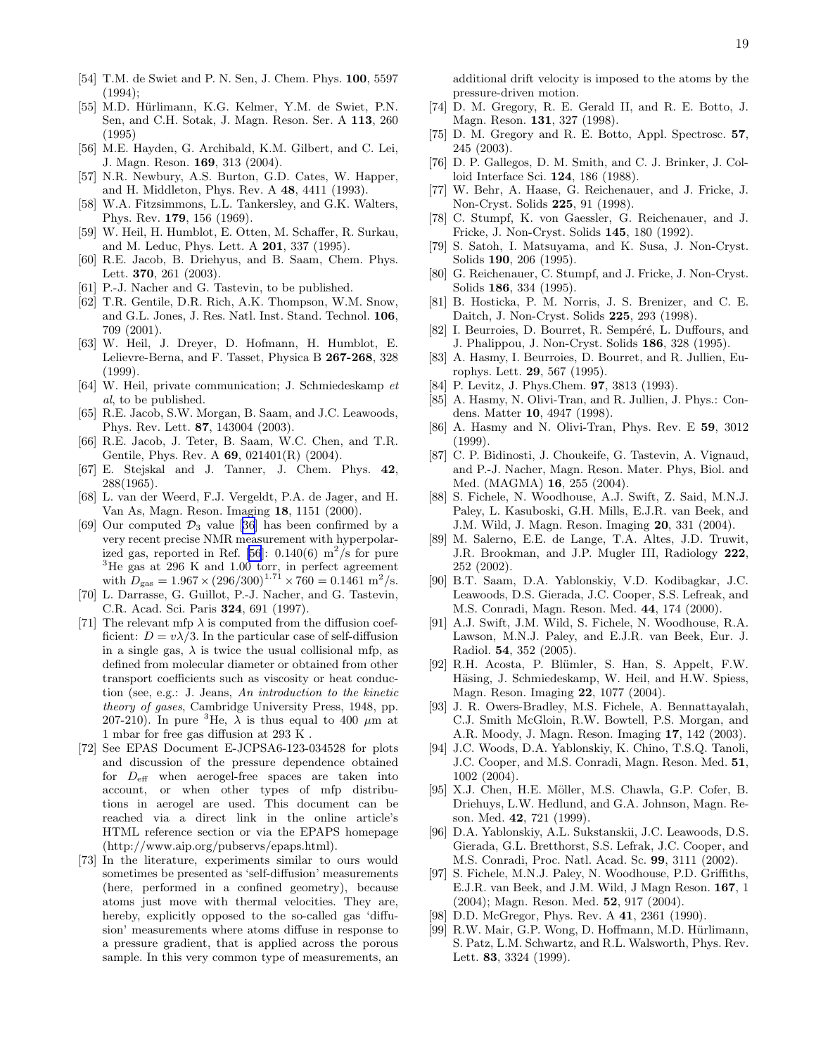[54] T.M. de Swiet and P. N. Sen, J. Chem. Phys. **100**, 5597 (1994);

[55] M.D. Hürlimann, K.G. Kelmer, Y.M. de Swiet, P.N. Sen, and C.H. Sotak, J. Magn. Reson. Ser. A **113**, 260 (1995)

[56] M.E. Hayden, G. Archibald, K.M. Gilbert, and C. Lei, J. Magn. Reson. **169**, 313 (2004).

[57] N.R. Newbury, A.S. Burton, G.D. Cates, W. Happer, and H. Middleton, Phys. Rev. A **48**, 4411 (1993).

[58] W.A. Fitzsimmons, L.L. Tankersley, and G.K. Walters, Phys. Rev. **179**, 156 (1969).

[59] W. Heil, H. Humblot, E. Otten, M. Schaffer, R. Surkau, and M. Leduc, Phys. Lett. A **201**, 337 (1995).

[60] R.E. Jacob, B. Driehyus, and B. Saam, Chem. Phys. Lett. **370**, 261 (2003).

[61] P.-J. Nacher and G. Tastevin, to be published.

[62] T.R. Gentile, D.R. Rich, A.K. Thompson, W.M. Snow, and G.L. Jones, J. Res. Natl. Inst. Stand. Technol. **106**, 709 (2001).

[63] W. Heil, J. Dreyer, D. Hofmann, H. Humblot, E. Lelievre-Berna, and F. Tasset, Physica B **267-268**, 328 (1999).

[64] W. Heil, private communication; J. Schmiedeskamp *et al*, to be published.

[65] R.E. Jacob, S.W. Morgan, B. Saam, and J.C. Leawoods, Phys. Rev. Lett. **87**, 143004 (2003).

[66] R.E. Jacob, J. Teter, B. Saam, W.C. Chen, and T.R. Gentile, Phys. Rev. A **69**, 021401(R) (2004).

[67] E. Stejskal and J. Tanner, J. Chem. Phys. **42**, 288(1965).

[68] L. van der Weerd, F.J. Vergeldt, P.A. de Jager, and H. Van As, Magn. Reson. Imaging **18**, 1151 (2000).

[69] Our computed $\mathcal{D}_3$ value [36] has been confirmed by a very recent precise NMR measurement with hyperpolarized gas, reported in Ref. [56]: 0.140(6) $m^2/s$ for pure $^3He$ gas at 296 K and 1.00 torr, in perfect agreement with $D_{gas} = 1.967 \times (296/300)^{1.71} \times 760 = 0.1461$ $m^2/s$.

[70] L. Darrasse, G. Guillot, P.-J. Nacher, and G. Tastevin, C.R. Acad. Sci. Paris **324**, 691 (1997).

[71] The relevant mfp $\lambda$ is computed from the diffusion coefficient: $D = v\lambda/3$. In the particular case of self-diffusion in a single gas, $\lambda$ is twice the usual collisional mfp, as defined from molecular diameter or obtained from other transport coefficients such as viscosity or heat conduction (see, e.g.: J. Jeans, *An introduction to the kinetic theory of gases*, Cambridge University Press, 1948, pp. 207-210). In pure $^3He$, $\lambda$ is thus equal to 400 $\mu m$ at 1 mbar for free gas diffusion at 293 K .

[72] See EPAS Document E-JCPSA6-123-034528 for plots and discussion of the pressure dependence obtained for $D_{eff}$ when aerogel-free spaces are taken into account, or when other types of mfp distributions in aerogel are used. This document can be reached via a direct link in the online article's HTML reference section or via the EPAPS homepage (http://www.aip.org/pubservs/epaps.html).

[73] In the literature, experiments similar to ours would sometimes be presented as 'self-diffusion' measurements (here, performed in a confined geometry), because atoms just move with thermal velocities. They are, hereby, explicitly opposed to the so-called gas 'diffusion' measurements where atoms diffuse in response to a pressure gradient, that is applied across the porous sample. In this very common type of measurements, an additional drift velocity is imposed to the atoms by the pressure-driven motion.

[74] D. M. Gregory, R. E. Gerald II, and R. E. Botto, J. Magn. Reson. **131**, 327 (1998).

[75] D. M. Gregory and R. E. Botto, Appl. Spectrosc. **57**, 245 (2003).

[76] D. P. Gallegos, D. M. Smith, and C. J. Brinker, J. Colloid Interface Sci. **124**, 186 (1988).

[77] W. Behr, A. Haase, G. Reichenauer, and J. Fricke, J. Non-Cryst. Solids **225**, 91 (1998).

[78] C. Stumpf, K. von Gaessler, G. Reichenauer, and J. Fricke, J. Non-Cryst. Solids **145**, 180 (1992).

[79] S. Satoh, I. Matsuyama, and K. Susa, J. Non-Cryst. Solids **190**, 206 (1995).

[80] G. Reichenauer, C. Stumpf, and J. Fricke, J. Non-Cryst. Solids **186**, 334 (1995).

[81] B. Hosticka, P. M. Norris, J. S. Brenizer, and C. E. Daitch, J. Non-Cryst. Solids **225**, 293 (1998).

[82] I. Beurroies, D. Bourret, R. Sempéré, L. Duffours, and J. Phalippou, J. Non-Cryst. Solids **186**, 328 (1995).

[83] A. Hasmy, I. Beurroies, D. Bourret, and R. Jullien, Europhys. Lett. **29**, 567 (1995).

[84] P. Levitz, J. Phys.Chem. **97**, 3813 (1993).

[85] A. Hasmy, N. Olivi-Tran, and R. Jullien, J. Phys.: Condens. Matter **10**, 4947 (1998).

[86] A. Hasmy and N. Olivi-Tran, Phys. Rev. E **59**, 3012 (1999).

[87] C. P. Bidinosti, J. Choukeife, G. Tastevin, A. Vignaud, and P.-J. Nacher, Magn. Reson. Mater. Phys, Biol. and Med. (MAGMA) **16**, 255 (2004).

[88] S. Fichele, N. Woodhouse, A.J. Swift, Z. Said, M.N.J. Paley, L. Kasuboski, G.H. Mills, E.J.R. van Beek, and J.M. Wild, J. Magn. Reson. Imaging **20**, 331 (2004).

[89] M. Salerno, E.E. de Lange, T.A. Altes, J.D. Truwit, J.R. Brookman, and J.P. Mugler III, Radiology **222**, 252 (2002).

[90] B.T. Saam, D.A. Yablonskiy, V.D. Kodibagkar, J.C. Leawoods, D.S. Gierada, J.C. Cooper, S.S. Lefreak, and M.S. Conradi, Magn. Reson. Med. **44**, 174 (2000).

[91] A.J. Swift, J.M. Wild, S. Fichele, N. Woodhouse, R.A. Lawson, M.N.J. Paley, and E.J.R. van Beek, Eur. J. Radiol. **54**, 352 (2005).

[92] R.H. Acosta, P. Blümler, S. Han, S. Appelt, F.W. Häsing, J. Schmiedeskamp, W. Heil, and H.W. Spiess, Magn. Reson. Imaging **22**, 1077 (2004).

[93] J. R. Owers-Bradley, M.S. Fichele, A. Bennattayalah, C.J. Smith McGloin, R.W. Bowtell, P.S. Morgan, and A.R. Moody, J. Magn. Reson. Imaging **17**, 142 (2003).

[94] J.C. Woods, D.A. Yablonskiy, K. Chino, T.S.Q. Tanoli, J.C. Cooper, and M.S. Conradi, Magn. Reson. Med. **51**, 1002 (2004).

[95] X.J. Chen, H.E. Möller, M.S. Chawla, G.P. Cofer, B. Driehuys, L.W. Hedlund, and G.A. Johnson, Magn. Reson. Med. **42**, 721 (1999).

[96] D.A. Yablonskiy, A.L. Sukstanskii, J.C. Leawoods, D.S. Gierada, G.L. Bretthorst, S.S. Lefrak, J.C. Cooper, and M.S. Conradi, Proc. Natl. Acad. Sc. **99**, 3111 (2002).

[97] S. Fichele, M.N.J. Paley, N. Woodhouse, P.D. Griffiths, E.J.R. van Beek, and J.M. Wild, J Magn Reson. **167**, 1 (2004); Magn. Reson. Med. **52**, 917 (2004).

[98] D.D. McGregor, Phys. Rev. A **41**, 2361 (1990).

[99] R.W. Mair, G.P. Wong, D. Hoffmann, M.D. Hürlimann, S. Patz, L.M. Schwartz, and R.L. Walsworth, Phys. Rev. Lett. **83**, 3324 (1999).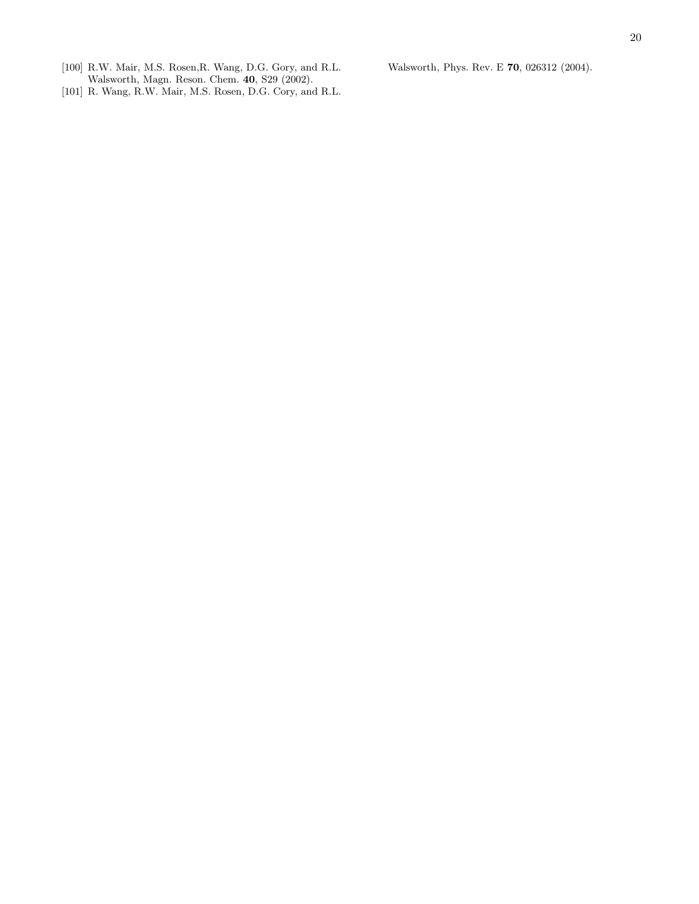[100] R.W. Mair, M.S. Rosen,R. Wang, D.G. Gory, and R.L. Walsworth, Magn. Reson. Chem. **40**, S29 (2002).

[101] R. Wang, R.W. Mair, M.S. Rosen, D.G. Cory, and R.L. Walsworth, Phys. Rev. E **70**, 026312 (2004).